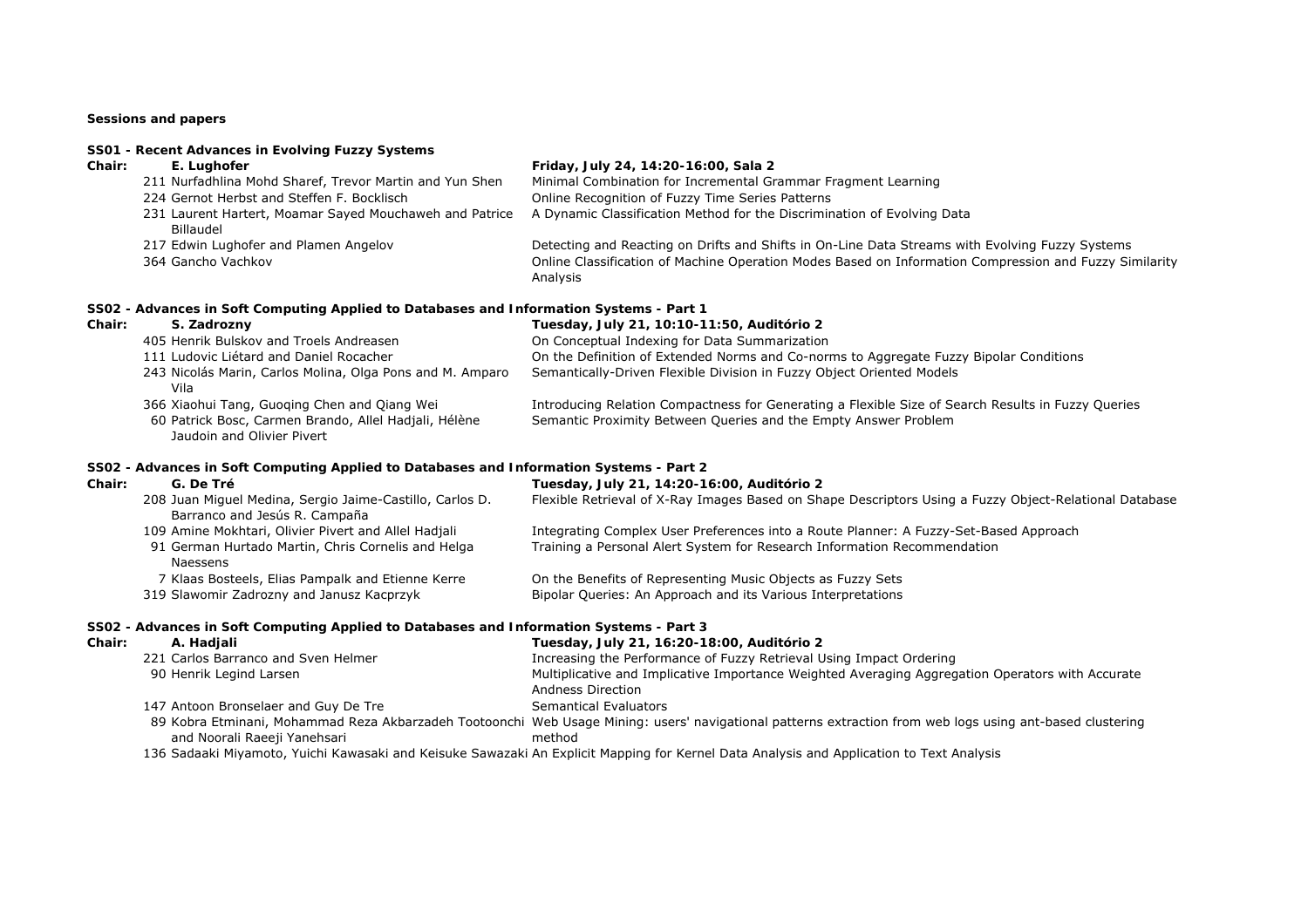**Sessions and papers**

**SS01 - Recent Advances in Evolving Fuzzy Systems**

**Chair:** **E. Lughofer** — **Friday, July 24, 14:20-16:00, Sala 2**

| # | Authors | Title |
|---|---|---|
| 211 | Nurfadhlina Mohd Sharef, Trevor Martin and Yun Shen | Minimal Combination for Incremental Grammar Fragment Learning |
| 224 | Gernot Herbst and Steffen F. Bocklisch | Online Recognition of Fuzzy Time Series Patterns |
| 231 | Laurent Hartert, Moamar Sayed Mouchaweh and Patrice Billaudel | A Dynamic Classification Method for the Discrimination of Evolving Data |
| 217 | Edwin Lughofer and Plamen Angelov | Detecting and Reacting on Drifts and Shifts in On-Line Data Streams with Evolving Fuzzy Systems |
| 364 | Gancho Vachkov | Online Classification of Machine Operation Modes Based on Information Compression and Fuzzy Similarity Analysis |

**SS02 - Advances in Soft Computing Applied to Databases and Information Systems - Part 1**

**Chair:** **S. Zadrozny** — **Tuesday, July 21, 10:10-11:50, Auditório 2**

| # | Authors | Title |
|---|---|---|
| 405 | Henrik Bulskov and Troels Andreasen | On Conceptual Indexing for Data Summarization |
| 111 | Ludovic Liétard and Daniel Rocacher | On the Definition of Extended Norms and Co-norms to Aggregate Fuzzy Bipolar Conditions |
| 243 | Nicolás Marin, Carlos Molina, Olga Pons and M. Amparo Vila | Semantically-Driven Flexible Division in Fuzzy Object Oriented Models |
| 366 | Xiaohui Tang, Guoqing Chen and Qiang Wei | Introducing Relation Compactness for Generating a Flexible Size of Search Results in Fuzzy Queries |
| 60 | Patrick Bosc, Carmen Brando, Allel Hadjali, Hélène Jaudoin and Olivier Pivert | Semantic Proximity Between Queries and the Empty Answer Problem |

**SS02 - Advances in Soft Computing Applied to Databases and Information Systems - Part 2**

**Chair:** **G. De Tré** — **Tuesday, July 21, 14:20-16:00, Auditório 2**

| # | Authors | Title |
|---|---|---|
| 208 | Juan Miguel Medina, Sergio Jaime-Castillo, Carlos D. Barranco and Jesús R. Campaña | Flexible Retrieval of X-Ray Images Based on Shape Descriptors Using a Fuzzy Object-Relational Database |
| 109 | Amine Mokhtari, Olivier Pivert and Allel Hadjali | Integrating Complex User Preferences into a Route Planner: A Fuzzy-Set-Based Approach |
| 91 | German Hurtado Martin, Chris Cornelis and Helga Naessens | Training a Personal Alert System for Research Information Recommendation |
| 7 | Klaas Bosteels, Elias Pampalk and Etienne Kerre | On the Benefits of Representing Music Objects as Fuzzy Sets |
| 319 | Slawomir Zadrozny and Janusz Kacprzyk | Bipolar Queries: An Approach and its Various Interpretations |

**SS02 - Advances in Soft Computing Applied to Databases and Information Systems - Part 3**

**Chair:** **A. Hadjali** — **Tuesday, July 21, 16:20-18:00, Auditório 2**

| # | Authors | Title |
|---|---|---|
| 221 | Carlos Barranco and Sven Helmer | Increasing the Performance of Fuzzy Retrieval Using Impact Ordering |
| 90 | Henrik Legind Larsen | Multiplicative and Implicative Importance Weighted Averaging Aggregation Operators with Accurate Andness Direction |
| 147 | Antoon Bronselaer and Guy De Tre | Semantical Evaluators |
| 89 | Kobra Etminani, Mohammad Reza Akbarzadeh Totoonchi and Noorali Raeeji Yanehsari | Web Usage Mining: users' navigational patterns extraction from web logs using ant-based clustering method |
| 136 | Sadaaki Miyamoto, Yuichi Kawasaki and Keisuke Sawazaki | An Explicit Mapping for Kernel Data Analysis and Application to Text Analysis |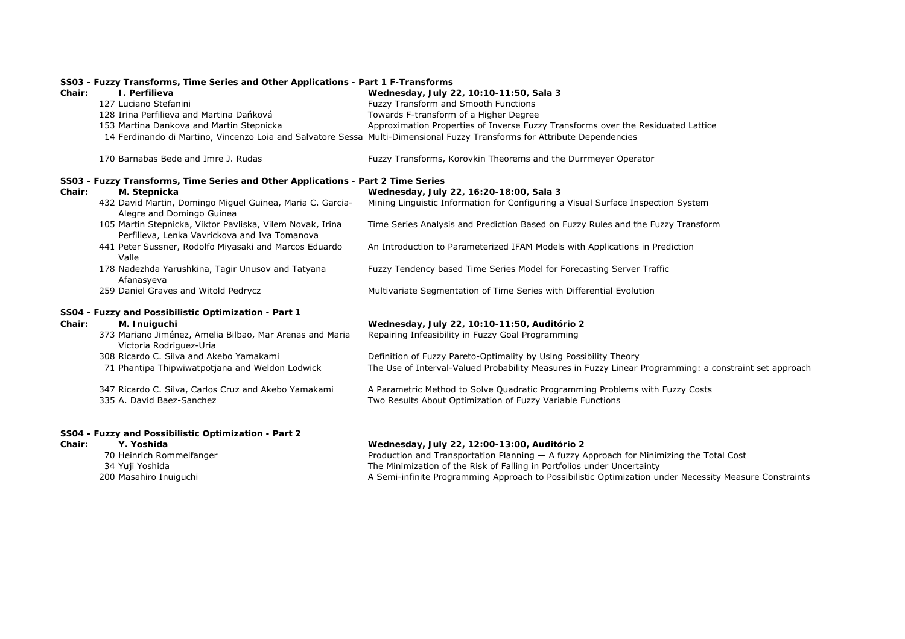**SS03 - Fuzzy Transforms, Time Series and Other Applications - Part 1 F-Transforms**

**Chair:** ***I. Perfilieva*** — ***Wednesday, July 22, 10:10-11:50, Sala 3***

| No. | Authors | Title |
|---|---|---|
| 127 | Luciano Stefanini | Fuzzy Transform and Smooth Functions |
| 128 | Irina Perfilieva and Martina Daňková | Towards F-transform of a Higher Degree |
| 153 | Martina Dankova and Martin Stepnicka | Approximation Properties of Inverse Fuzzy Transforms over the Residuated Lattice |
| 14 | Ferdinando di Martino, Vincenzo Loia and Salvatore Sessa | Multi-Dimensional Fuzzy Transforms for Attribute Dependencies |
| 170 | Barnabas Bede and Imre J. Rudas | Fuzzy Transforms, Korovkin Theorems and the Durrmeyer Operator |

**SS03 - Fuzzy Transforms, Time Series and Other Applications - Part 2 Time Series**

**Chair:** ***M. Stepnicka*** — ***Wednesday, July 22, 16:20-18:00, Sala 3***

| No. | Authors | Title |
|---|---|---|
| 432 | David Martin, Domingo Miguel Guinea, Maria C. Garcia-Alegre and Domingo Guinea | Mining Linguistic Information for Configuring a Visual Surface Inspection System |
| 105 | Martin Stepnicka, Viktor Pavliska, Vilem Novak, Irina Perfilieva, Lenka Vavrickova and Iva Tomanova | Time Series Analysis and Prediction Based on Fuzzy Rules and the Fuzzy Transform |
| 441 | Peter Sussner, Rodolfo Miyasaki and Marcos Eduardo Valle | An Introduction to Parameterized IFAM Models with Applications in Prediction |
| 178 | Nadezhda Yarushkina, Tagir Unusov and Tatyana Afanasyeva | Fuzzy Tendency based Time Series Model for Forecasting Server Traffic |
| 259 | Daniel Graves and Witold Pedrycz | Multivariate Segmentation of Time Series with Differential Evolution |

**SS04 - Fuzzy and Possibilistic Optimization - Part 1**

**Chair:** ***M. Inuiguchi*** — ***Wednesday, July 22, 10:10-11:50, Auditório 2***

| No. | Authors | Title |
|---|---|---|
| 373 | Mariano Jiménez, Amelia Bilbao, Mar Arenas and Maria Victoria Rodriguez-Uria | Repairing Infeasibility in Fuzzy Goal Programming |
| 308 | Ricardo C. Silva and Akebo Yamakami | Definition of Fuzzy Pareto-Optimality by Using Possibility Theory |
| 71 | Phantipa Thipwiwatpotjana and Weldon Lodwick | The Use of Interval-Valued Probability Measures in Fuzzy Linear Programming: a constraint set approach |
| 347 | Ricardo C. Silva, Carlos Cruz and Akebo Yamakami | A Parametric Method to Solve Quadratic Programming Problems with Fuzzy Costs |
| 335 | A. David Baez-Sanchez | Two Results About Optimization of Fuzzy Variable Functions |

**SS04 - Fuzzy and Possibilistic Optimization - Part 2**

**Chair:** ***Y. Yoshida*** — ***Wednesday, July 22, 12:00-13:00, Auditório 2***

| No. | Authors | Title |
|---|---|---|
| 70 | Heinrich Rommelfanger | Production and Transportation Planning — A fuzzy Approach for Minimizing the Total Cost |
| 34 | Yuji Yoshida | The Minimization of the Risk of Falling in Portfolios under Uncertainty |
| 200 | Masahiro Inuiguchi | A Semi-infinite Programming Approach to Possibilistic Optimization under Necessity Measure Constraints |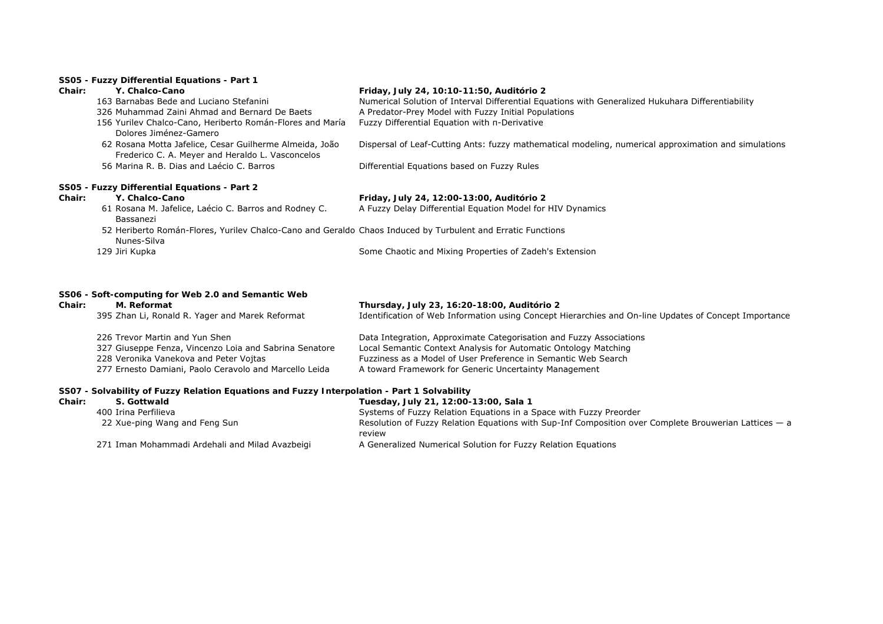**SS05 - Fuzzy Differential Equations - Part 1**

**Chair: Y. Chalco-Cano** — ***Friday, July 24, 10:10-11:50, Auditório 2***

| | | |
|---|---|---|
| 163 | Barnabas Bede and Luciano Stefanini | Numerical Solution of Interval Differential Equations with Generalized Hukuhara Differentiability |
| 326 | Muhammad Zaini Ahmad and Bernard De Baets | A Predator-Prey Model with Fuzzy Initial Populations |
| 156 | Yurilev Chalco-Cano, Heriberto Román-Flores and María Dolores Jiménez-Gamero | Fuzzy Differential Equation with π-Derivative |
| 62 | Rosana Motta Jafelice, Cesar Guilherme Almeida, João Frederico C. A. Meyer and Heraldo L. Vasconcelos | Dispersal of Leaf-Cutting Ants: fuzzy mathematical modeling, numerical approximation and simulations |
| 56 | Marina R. B. Dias and Laécio C. Barros | Differential Equations based on Fuzzy Rules |

**SS05 - Fuzzy Differential Equations - Part 2**

**Chair: Y. Chalco-Cano** — ***Friday, July 24, 12:00-13:00, Auditório 2***

| | | |
|---|---|---|
| 61 | Rosana M. Jafelice, Laécio C. Barros and Rodney C. Bassanezi | A Fuzzy Delay Differential Equation Model for HIV Dynamics |
| 52 | Heriberto Román-Flores, Yurilev Chalco-Cano and Geraldo Nunes-Silva | Chaos Induced by Turbulent and Erratic Functions |
| 129 | Jiri Kupka | Some Chaotic and Mixing Properties of Zadeh's Extension |

**SS06 - Soft-computing for Web 2.0 and Semantic Web**

**Chair: M. Reformat** — ***Thursday, July 23, 16:20-18:00, Auditório 2***

| | | |
|---|---|---|
| 395 | Zhan Li, Ronald R. Yager and Marek Reformat | Identification of Web Information using Concept Hierarchies and On-line Updates of Concept Importance |
| 226 | Trevor Martin and Yun Shen | Data Integration, Approximate Categorisation and Fuzzy Associations |
| 327 | Giuseppe Fenza, Vincenzo Loia and Sabrina Senatore | Local Semantic Context Analysis for Automatic Ontology Matching |
| 228 | Veronika Vanekova and Peter Vojtas | Fuzziness as a Model of User Preference in Semantic Web Search |
| 277 | Ernesto Damiani, Paolo Ceravolo and Marcello Leida | A toward Framework for Generic Uncertainty Management |

**SS07 - Solvability of Fuzzy Relation Equations and Fuzzy Interpolation - Part 1 Solvability**

**Chair: S. Gottwald** — ***Tuesday, July 21, 12:00-13:00, Sala 1***

| | | |
|---|---|---|
| 400 | Irina Perfilieva | Systems of Fuzzy Relation Equations in a Space with Fuzzy Preorder |
| 22 | Xue-ping Wang and Feng Sun | Resolution of Fuzzy Relation Equations with Sup-Inf Composition over Complete Brouwerian Lattices — a review |
| 271 | Iman Mohammadi Ardehali and Milad Avazbeigi | A Generalized Numerical Solution for Fuzzy Relation Equations |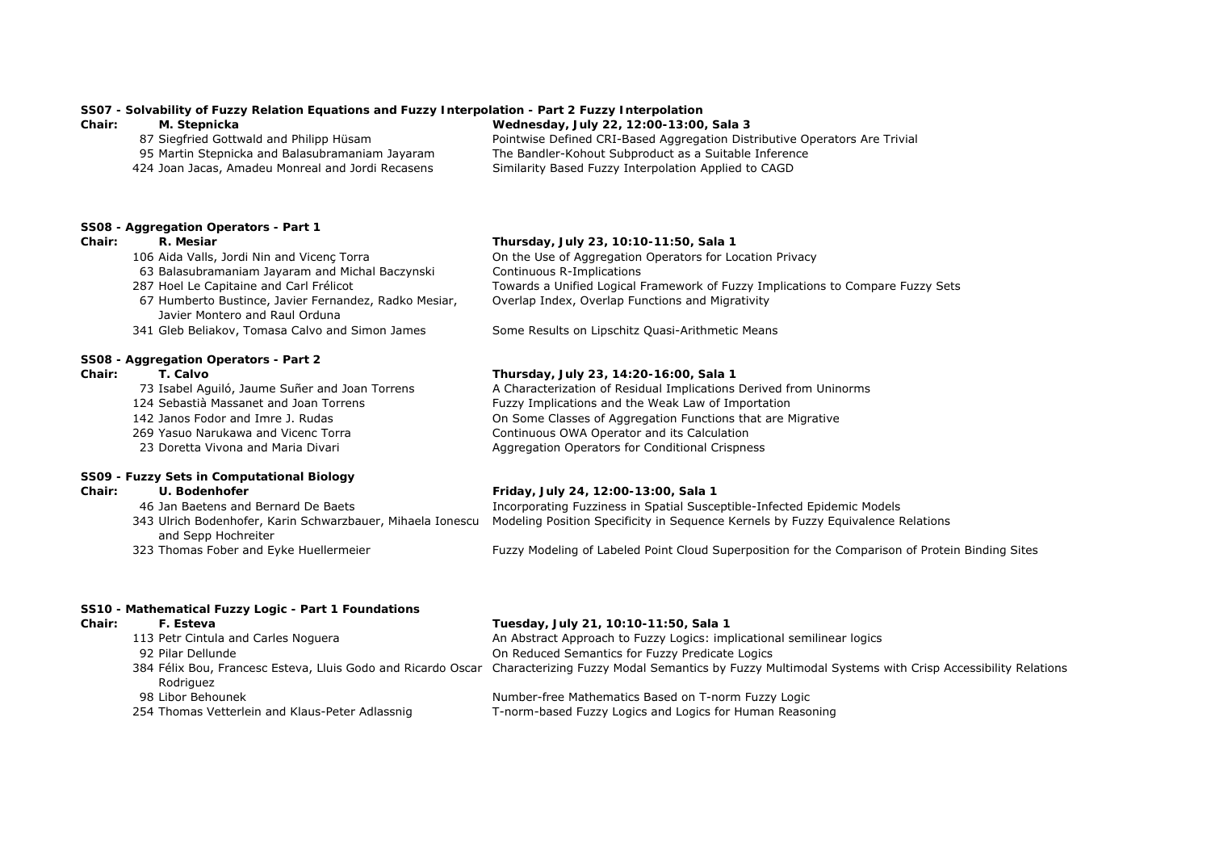**SS07 - Solvability of Fuzzy Relation Equations and Fuzzy Interpolation - Part 2 Fuzzy Interpolation**

**Chair: M. Stepnicka** — ***Wednesday, July 22, 12:00-13:00, Sala 3***

| | | |
|---|---|---|
| 87 | Siegfried Gottwald and Philipp Hüsam | Pointwise Defined CRI-Based Aggregation Distributive Operators Are Trivial |
| 95 | Martin Stepnicka and Balasubramaniam Jayaram | The Bandler-Kohout Subproduct as a Suitable Inference |
| 424 | Joan Jacas, Amadeu Monreal and Jordi Recasens | Similarity Based Fuzzy Interpolation Applied to CAGD |

**SS08 - Aggregation Operators - Part 1**

**Chair: R. Mesiar** — ***Thursday, July 23, 10:10-11:50, Sala 1***

| | | |
|---|---|---|
| 106 | Aida Valls, Jordi Nin and Vicenç Torra | On the Use of Aggregation Operators for Location Privacy |
| 63 | Balasubramaniam Jayaram and Michal Baczynski | Continuous R-Implications |
| 287 | Hoel Le Capitaine and Carl Frélicot | Towards a Unified Logical Framework of Fuzzy Implications to Compare Fuzzy Sets |
| 67 | Humberto Bustince, Javier Fernandez, Radko Mesiar, Javier Montero and Raul Orduna | Overlap Index, Overlap Functions and Migrativity |
| 341 | Gleb Beliakov, Tomasa Calvo and Simon James | Some Results on Lipschitz Quasi-Arithmetic Means |

**SS08 - Aggregation Operators - Part 2**

**Chair: T. Calvo** — ***Thursday, July 23, 14:20-16:00, Sala 1***

| | | |
|---|---|---|
| 73 | Isabel Aguiló, Jaume Suñer and Joan Torrens | A Characterization of Residual Implications Derived from Uninorms |
| 124 | Sebastià Massanet and Joan Torrens | Fuzzy Implications and the Weak Law of Importation |
| 142 | Janos Fodor and Imre J. Rudas | On Some Classes of Aggregation Functions that are Migrative |
| 269 | Yasuo Narukawa and Vicenc Torra | Continuous OWA Operator and its Calculation |
| 23 | Doretta Vivona and Maria Divari | Aggregation Operators for Conditional Crispness |

**SS09 - Fuzzy Sets in Computational Biology**

**Chair: U. Bodenhofer** — ***Friday, July 24, 12:00-13:00, Sala 1***

| | | |
|---|---|---|
| 46 | Jan Baetens and Bernard De Baets | Incorporating Fuzziness in Spatial Susceptible-Infected Epidemic Models |
| 343 | Ulrich Bodenhofer, Karin Schwarzbauer, Mihaela Ionescu and Sepp Hochreiter | Modeling Position Specificity in Sequence Kernels by Fuzzy Equivalence Relations |
| 323 | Thomas Fober and Eyke Huellermeier | Fuzzy Modeling of Labeled Point Cloud Superposition for the Comparison of Protein Binding Sites |

**SS10 - Mathematical Fuzzy Logic - Part 1 Foundations**

**Chair: F. Esteva** — ***Tuesday, July 21, 10:10-11:50, Sala 1***

| | | |
|---|---|---|
| 113 | Petr Cintula and Carles Noguera | An Abstract Approach to Fuzzy Logics: implicational semilinear logics |
| 92 | Pilar Dellunde | On Reduced Semantics for Fuzzy Predicate Logics |
| 384 | Félix Bou, Francesc Esteva, Lluis Godo and Ricardo Oscar Rodriguez | Characterizing Fuzzy Modal Semantics by Fuzzy Multimodal Systems with Crisp Accessibility Relations |
| 98 | Libor Behounek | Number-free Mathematics Based on T-norm Fuzzy Logic |
| 254 | Thomas Vetterlein and Klaus-Peter Adlassnig | T-norm-based Fuzzy Logics and Logics for Human Reasoning |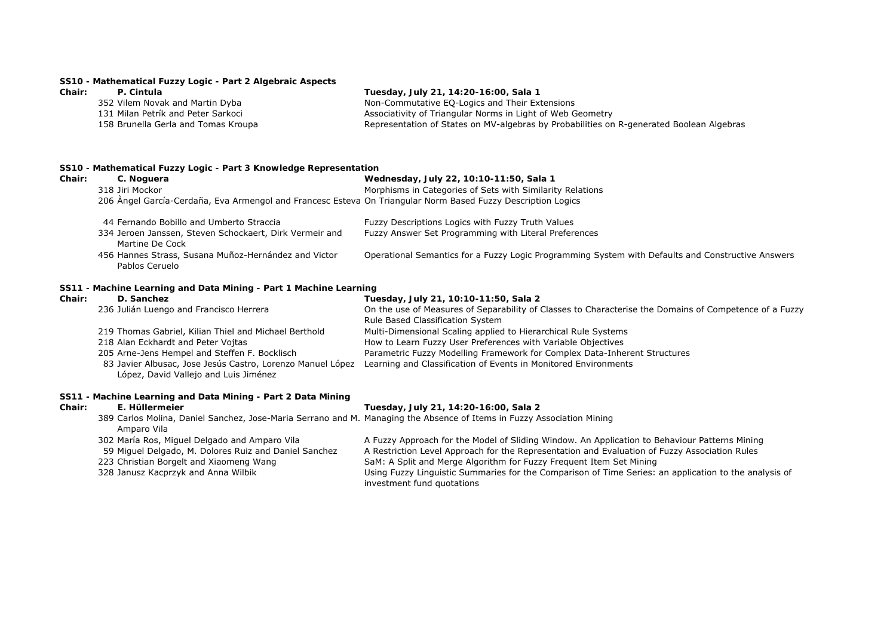**SS10 - Mathematical Fuzzy Logic - Part 2 Algebraic Aspects**

**Chair: P. Cintula** — **Tuesday, July 21, 14:20-16:00, Sala 1**

| | Authors | Title |
|---|---|---|
| 352 | Vilem Novak and Martin Dyba | Non-Commutative EQ-Logics and Their Extensions |
| 131 | Milan Petrík and Peter Sarkoci | Associativity of Triangular Norms in Light of Web Geometry |
| 158 | Brunella Gerla and Tomas Kroupa | Representation of States on MV-algebras by Probabilities on R-generated Boolean Algebras |

**SS10 - Mathematical Fuzzy Logic - Part 3 Knowledge Representation**

**Chair: C. Noguera** — **Wednesday, July 22, 10:10-11:50, Sala 1**

| | Authors | Title |
|---|---|---|
| 318 | Jiri Mockor | Morphisms in Categories of Sets with Similarity Relations |
| 206 | Àngel García-Cerdaña, Eva Armengol and Francesc Esteva | On Triangular Norm Based Fuzzy Description Logics |
| 44 | Fernando Bobillo and Umberto Straccia | Fuzzy Descriptions Logics with Fuzzy Truth Values |
| 334 | Jeroen Janssen, Steven Schockaert, Dirk Vermeir and Martine De Cock | Fuzzy Answer Set Programming with Literal Preferences |
| 456 | Hannes Strass, Susana Muñoz-Hernández and Victor Pablos Ceruelo | Operational Semantics for a Fuzzy Logic Programming System with Defaults and Constructive Answers |

**SS11 - Machine Learning and Data Mining - Part 1 Machine Learning**

**Chair: D. Sanchez** — **Tuesday, July 21, 10:10-11:50, Sala 2**

| | Authors | Title |
|---|---|---|
| 236 | Julián Luengo and Francisco Herrera | On the use of Measures of Separability of Classes to Characterise the Domains of Competence of a Fuzzy Rule Based Classification System |
| 219 | Thomas Gabriel, Kilian Thiel and Michael Berthold | Multi-Dimensional Scaling applied to Hierarchical Rule Systems |
| 218 | Alan Eckhardt and Peter Vojtas | How to Learn Fuzzy User Preferences with Variable Objectives |
| 205 | Arne-Jens Hempel and Steffen F. Bocklisch | Parametric Fuzzy Modelling Framework for Complex Data-Inherent Structures |
| 83 | Javier Albusac, Jose Jesús Castro, Lorenzo Manuel López López, David Vallejo and Luis Jiménez | Learning and Classification of Events in Monitored Environments |

**SS11 - Machine Learning and Data Mining - Part 2 Data Mining**

**Chair: E. Hüllermeier** — **Tuesday, July 21, 14:20-16:00, Sala 2**

| | Authors | Title |
|---|---|---|
| 389 | Carlos Molina, Daniel Sanchez, Jose-Maria Serrano and M. Amparo Vila | Managing the Absence of Items in Fuzzy Association Mining |
| 302 | María Ros, Miguel Delgado and Amparo Vila | A Fuzzy Approach for the Model of Sliding Window. An Application to Behaviour Patterns Mining |
| 59 | Miguel Delgado, M. Dolores Ruiz and Daniel Sanchez | A Restriction Level Approach for the Representation and Evaluation of Fuzzy Association Rules |
| 223 | Christian Borgelt and Xiaomeng Wang | SaM: A Split and Merge Algorithm for Fuzzy Frequent Item Set Mining |
| 328 | Janusz Kacprzyk and Anna Wilbik | Using Fuzzy Linguistic Summaries for the Comparison of Time Series: an application to the analysis of investment fund quotations |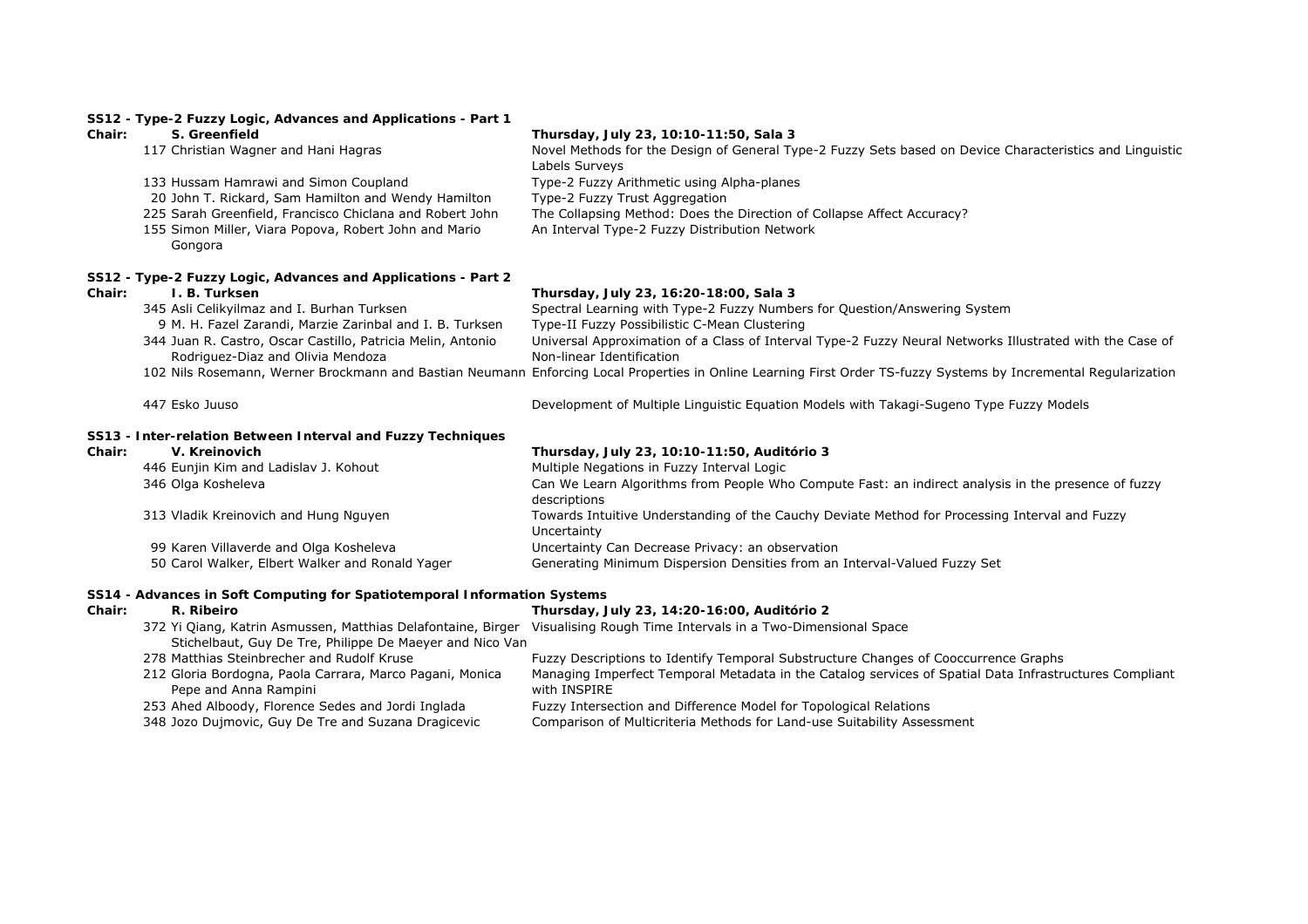### SS12 - Type-2 Fuzzy Logic, Advances and Applications - Part 1

**Chair: S. Greenfield** — **Thursday, July 23, 10:10-11:50, Sala 3**

| # | Authors | Title |
|---|---|---|
| 117 | Christian Wagner and Hani Hagras | Novel Methods for the Design of General Type-2 Fuzzy Sets based on Device Characteristics and Linguistic Labels Surveys |
| 133 | Hussam Hamrawi and Simon Coupland | Type-2 Fuzzy Arithmetic using Alpha-planes |
| 20 | John T. Rickard, Sam Hamilton and Wendy Hamilton | Type-2 Fuzzy Trust Aggregation |
| 225 | Sarah Greenfield, Francisco Chiclana and Robert John | The Collapsing Method: Does the Direction of Collapse Affect Accuracy? |
| 155 | Simon Miller, Viara Popova, Robert John and Mario Gongora | An Interval Type-2 Fuzzy Distribution Network |

### SS12 - Type-2 Fuzzy Logic, Advances and Applications - Part 2

**Chair: I. B. Turksen** — **Thursday, July 23, 16:20-18:00, Sala 3**

| # | Authors | Title |
|---|---|---|
| 345 | Asli Celikyilmaz and I. Burhan Turksen | Spectral Learning with Type-2 Fuzzy Numbers for Question/Answering System |
| 9 | M. H. Fazel Zarandi, Marzie Zarinbal and I. B. Turksen | Type-II Fuzzy Possibilistic C-Mean Clustering |
| 344 | Juan R. Castro, Oscar Castillo, Patricia Melin, Antonio Rodriguez-Diaz and Olivia Mendoza | Universal Approximation of a Class of Interval Type-2 Fuzzy Neural Networks Illustrated with the Case of Non-linear Identification |
| 102 | Nils Rosemann, Werner Brockmann and Bastian Neumann | Enforcing Local Properties in Online Learning First Order TS-fuzzy Systems by Incremental Regularization |
| 447 | Esko Juuso | Development of Multiple Linguistic Equation Models with Takagi-Sugeno Type Fuzzy Models |

### SS13 - Inter-relation Between Interval and Fuzzy Techniques

**Chair: V. Kreinovich** — **Thursday, July 23, 10:10-11:50, Auditório 3**

| # | Authors | Title |
|---|---|---|
| 446 | Eunjin Kim and Ladislav J. Kohout | Multiple Negations in Fuzzy Interval Logic |
| 346 | Olga Kosheleva | Can We Learn Algorithms from People Who Compute Fast: an indirect analysis in the presence of fuzzy descriptions |
| 313 | Vladik Kreinovich and Hung Nguyen | Towards Intuitive Understanding of the Cauchy Deviate Method for Processing Interval and Fuzzy Uncertainty |
| 99 | Karen Villaverde and Olga Kosheleva | Uncertainty Can Decrease Privacy: an observation |
| 50 | Carol Walker, Elbert Walker and Ronald Yager | Generating Minimum Dispersion Densities from an Interval-Valued Fuzzy Set |

### SS14 - Advances in Soft Computing for Spatiotemporal Information Systems

**Chair: R. Ribeiro** — **Thursday, July 23, 14:20-16:00, Auditório 2**

| # | Authors | Title |
|---|---|---|
| 372 | Yi Qiang, Katrin Asmussen, Matthias Delafontaine, Birger Stichelbaut, Guy De Tre, Philippe De Maeyer and Nico Van | Visualising Rough Time Intervals in a Two-Dimensional Space |
| 278 | Matthias Steinbrecher and Rudolf Kruse | Fuzzy Descriptions to Identify Temporal Substructure Changes of Cooccurrence Graphs |
| 212 | Gloria Bordogna, Paola Carrara, Marco Pagani, Monica Pepe and Anna Rampini | Managing Imperfect Temporal Metadata in the Catalog services of Spatial Data Infrastructures Compliant with INSPIRE |
| 253 | Ahed Alboody, Florence Sedes and Jordi Inglada | Fuzzy Intersection and Difference Model for Topological Relations |
| 348 | Jozo Dujmovic, Guy De Tre and Suzana Dragicevic | Comparison of Multicriteria Methods for Land-use Suitability Assessment |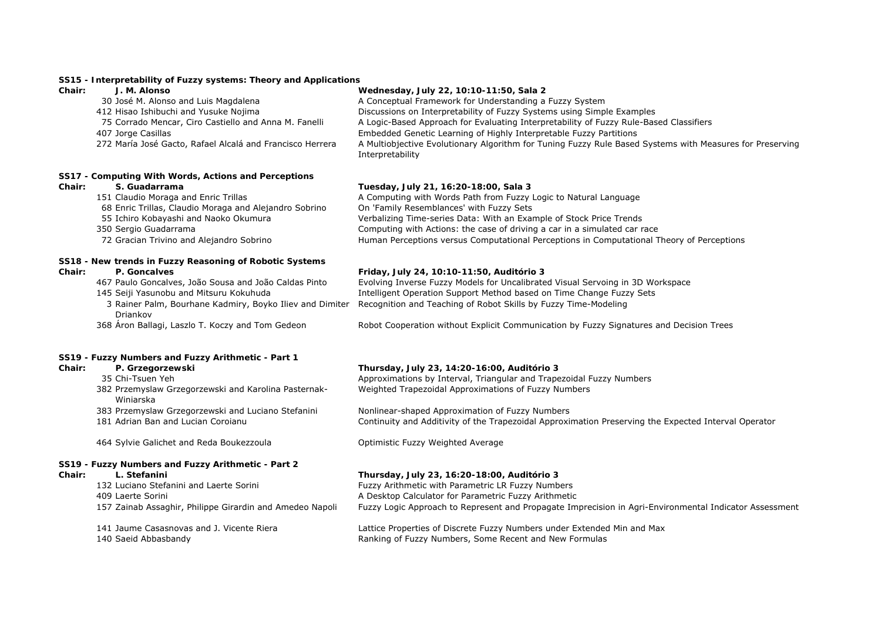**SS15 - Interpretability of Fuzzy systems: Theory and Applications**

**Chair: J. M. Alonso** — **Wednesday, July 22, 10:10-11:50, Sala 2**

| # | Authors | Title |
|---|---|---|
| 30 | José M. Alonso and Luis Magdalena | A Conceptual Framework for Understanding a Fuzzy System |
| 412 | Hisao Ishibuchi and Yusuke Nojima | Discussions on Interpretability of Fuzzy Systems using Simple Examples |
| 75 | Corrado Mencar, Ciro Castiello and Anna M. Fanelli | A Logic-Based Approach for Evaluating Interpretability of Fuzzy Rule-Based Classifiers |
| 407 | Jorge Casillas | Embedded Genetic Learning of Highly Interpretable Fuzzy Partitions |
| 272 | María José Gacto, Rafael Alcalá and Francisco Herrera | A Multiobjective Evolutionary Algorithm for Tuning Fuzzy Rule Based Systems with Measures for Preserving Interpretability |

**SS17 - Computing With Words, Actions and Perceptions**

**Chair: S. Guadarrama** — **Tuesday, July 21, 16:20-18:00, Sala 3**

| # | Authors | Title |
|---|---|---|
| 151 | Claudio Moraga and Enric Trillas | A Computing with Words Path from Fuzzy Logic to Natural Language |
| 68 | Enric Trillas, Claudio Moraga and Alejandro Sobrino | On 'Family Resemblances' with Fuzzy Sets |
| 55 | Ichiro Kobayashi and Naoko Okumura | Verbalizing Time-series Data: With an Example of Stock Price Trends |
| 350 | Sergio Guadarrama | Computing with Actions: the case of driving a car in a simulated car race |
| 72 | Gracian Trivino and Alejandro Sobrino | Human Perceptions versus Computational Perceptions in Computational Theory of Perceptions |

**SS18 - New trends in Fuzzy Reasoning of Robotic Systems**

**Chair: P. Goncalves** — **Friday, July 24, 10:10-11:50, Auditório 3**

| # | Authors | Title |
|---|---|---|
| 467 | Paulo Goncalves, João Sousa and João Caldas Pinto | Evolving Inverse Fuzzy Models for Uncalibrated Visual Servoing in 3D Workspace |
| 145 | Seiji Yasunobu and Mitsuru Kokuhuda | Intelligent Operation Support Method based on Time Change Fuzzy Sets |
| 3 | Rainer Palm, Bourhane Kadmiry, Boyko Iliev and Dimiter Driankov | Recognition and Teaching of Robot Skills by Fuzzy Time-Modeling |
| 368 | Áron Ballagi, Laszlo T. Koczy and Tom Gedeon | Robot Cooperation without Explicit Communication by Fuzzy Signatures and Decision Trees |

**SS19 - Fuzzy Numbers and Fuzzy Arithmetic - Part 1**

**Chair: P. Grzegorzewski** — **Thursday, July 23, 14:20-16:00, Auditório 3**

| # | Authors | Title |
|---|---|---|
| 35 | Chi-Tsuen Yeh | Approximations by Interval, Triangular and Trapezoidal Fuzzy Numbers |
| 382 | Przemyslaw Grzegorzewski and Karolina Pasternak-Winiarska | Weighted Trapezoidal Approximations of Fuzzy Numbers |
| 383 | Przemyslaw Grzegorzewski and Luciano Stefanini | Nonlinear-shaped Approximation of Fuzzy Numbers |
| 181 | Adrian Ban and Lucian Coroianu | Continuity and Additivity of the Trapezoidal Approximation Preserving the Expected Interval Operator |
| 464 | Sylvie Galichet and Reda Boukezzoula | Optimistic Fuzzy Weighted Average |

**SS19 - Fuzzy Numbers and Fuzzy Arithmetic - Part 2**

**Chair: L. Stefanini** — **Thursday, July 23, 16:20-18:00, Auditório 3**

| # | Authors | Title |
|---|---|---|
| 132 | Luciano Stefanini and Laerte Sorini | Fuzzy Arithmetic with Parametric LR Fuzzy Numbers |
| 409 | Laerte Sorini | A Desktop Calculator for Parametric Fuzzy Arithmetic |
| 157 | Zainab Assaghir, Philippe Girardin and Amedeo Napoli | Fuzzy Logic Approach to Represent and Propagate Imprecision in Agri-Environmental Indicator Assessment |
| 141 | Jaume Casasnovas and J. Vicente Riera | Lattice Properties of Discrete Fuzzy Numbers under Extended Min and Max |
| 140 | Saeid Abbasbandy | Ranking of Fuzzy Numbers, Some Recent and New Formulas |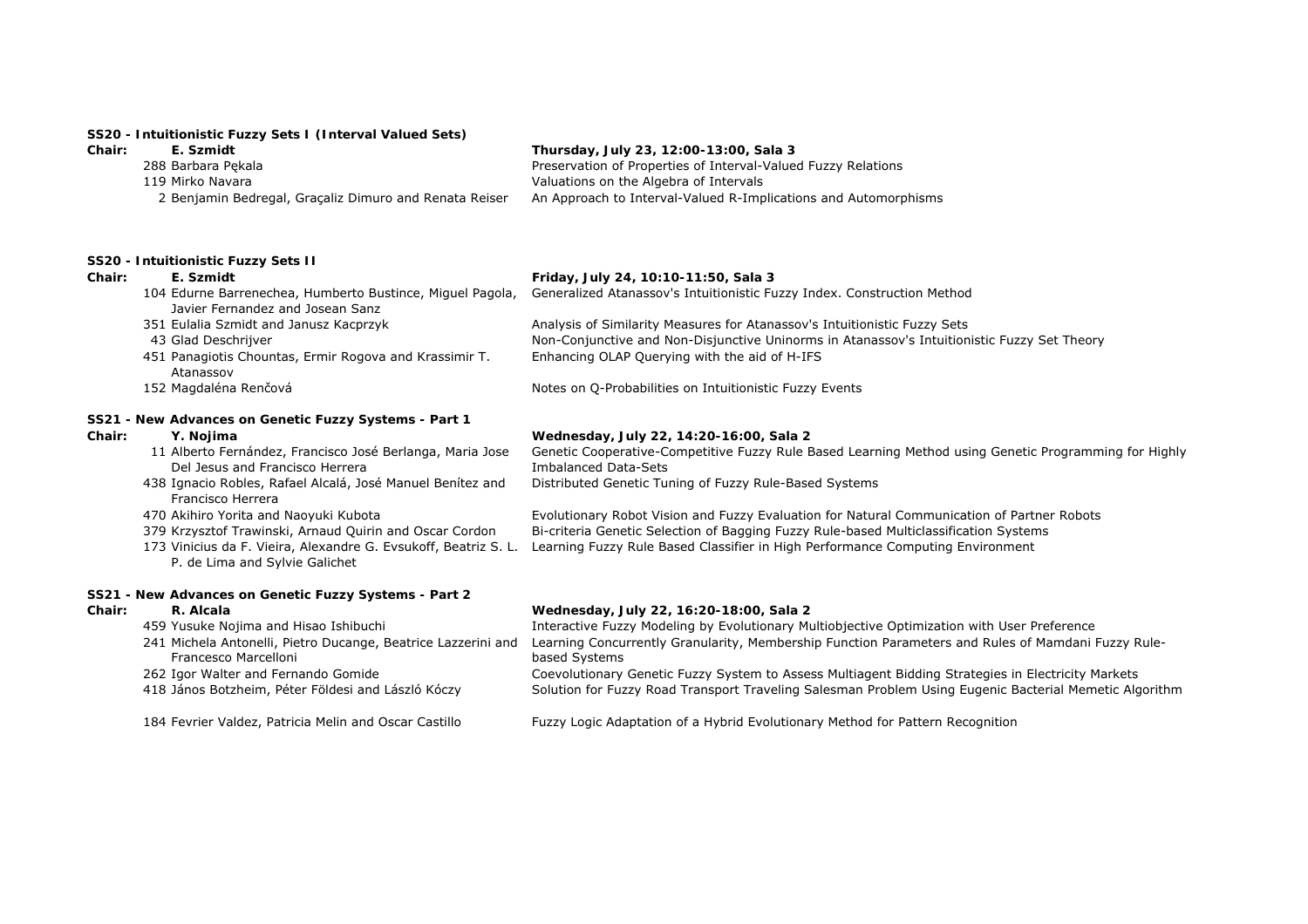**SS20 - Intuitionistic Fuzzy Sets I (Interval Valued Sets)**

**Chair: E. Szmidt** — **Thursday, July 23, 12:00-13:00, Sala 3**

| No. | Authors | Title |
|---|---|---|
| 288 | Barbara Pękala | Preservation of Properties of Interval-Valued Fuzzy Relations |
| 119 | Mirko Navara | Valuations on the Algebra of Intervals |
| 2 | Benjamin Bedregal, Graçaliz Dimuro and Renata Reiser | An Approach to Interval-Valued R-Implications and Automorphisms |

**SS20 - Intuitionistic Fuzzy Sets II**

**Chair: E. Szmidt** — **Friday, July 24, 10:10-11:50, Sala 3**

| No. | Authors | Title |
|---|---|---|
| 104 | Edurne Barrenechea, Humberto Bustince, Miguel Pagola, Javier Fernandez and Josean Sanz | Generalized Atanassov's Intuitionistic Fuzzy Index. Construction Method |
| 351 | Eulalia Szmidt and Janusz Kacprzyk | Analysis of Similarity Measures for Atanassov's Intuitionistic Fuzzy Sets |
| 43 | Glad Deschrijver | Non-Conjunctive and Non-Disjunctive Uninorms in Atanassov's Intuitionistic Fuzzy Set Theory |
| 451 | Panagiotis Chountas, Ermir Rogova and Krassimir T. Atanassov | Enhancing OLAP Querying with the aid of H-IFS |
| 152 | Magdaléna Renčová | Notes on Q-Probabilities on Intuitionistic Fuzzy Events |

**SS21 - New Advances on Genetic Fuzzy Systems - Part 1**

**Chair: Y. Nojima** — **Wednesday, July 22, 14:20-16:00, Sala 2**

| No. | Authors | Title |
|---|---|---|
| 11 | Alberto Fernández, Francisco José Berlanga, Maria Jose Del Jesus and Francisco Herrera | Genetic Cooperative-Competitive Fuzzy Rule Based Learning Method using Genetic Programming for Highly Imbalanced Data-Sets |
| 438 | Ignacio Robles, Rafael Alcalá, José Manuel Benítez and Francisco Herrera | Distributed Genetic Tuning of Fuzzy Rule-Based Systems |
| 470 | Akihiro Yorita and Naoyuki Kubota | Evolutionary Robot Vision and Fuzzy Evaluation for Natural Communication of Partner Robots |
| 379 | Krzysztof Trawinski, Arnaud Quirin and Oscar Cordon | Bi-criteria Genetic Selection of Bagging Fuzzy Rule-based Multiclassification Systems |
| 173 | Vinicius da F. Vieira, Alexandre G. Evsukoff, Beatriz S. L. P. de Lima and Sylvie Galichet | Learning Fuzzy Rule Based Classifier in High Performance Computing Environment |

**SS21 - New Advances on Genetic Fuzzy Systems - Part 2**

**Chair: R. Alcala** — **Wednesday, July 22, 16:20-18:00, Sala 2**

| No. | Authors | Title |
|---|---|---|
| 459 | Yusuke Nojima and Hisao Ishibuchi | Interactive Fuzzy Modeling by Evolutionary Multiobjective Optimization with User Preference |
| 241 | Michela Antonelli, Pietro Ducange, Beatrice Lazzerini and Francesco Marcelloni | Learning Concurrently Granularity, Membership Function Parameters and Rules of Mamdani Fuzzy Rule-based Systems |
| 262 | Igor Walter and Fernando Gomide | Coevolutionary Genetic Fuzzy System to Assess Multiagent Bidding Strategies in Electricity Markets |
| 418 | János Botzheim, Péter Földesi and László Kóczy | Solution for Fuzzy Road Transport Traveling Salesman Problem Using Eugenic Bacterial Memetic Algorithm |
| 184 | Fevrier Valdez, Patricia Melin and Oscar Castillo | Fuzzy Logic Adaptation of a Hybrid Evolutionary Method for Pattern Recognition |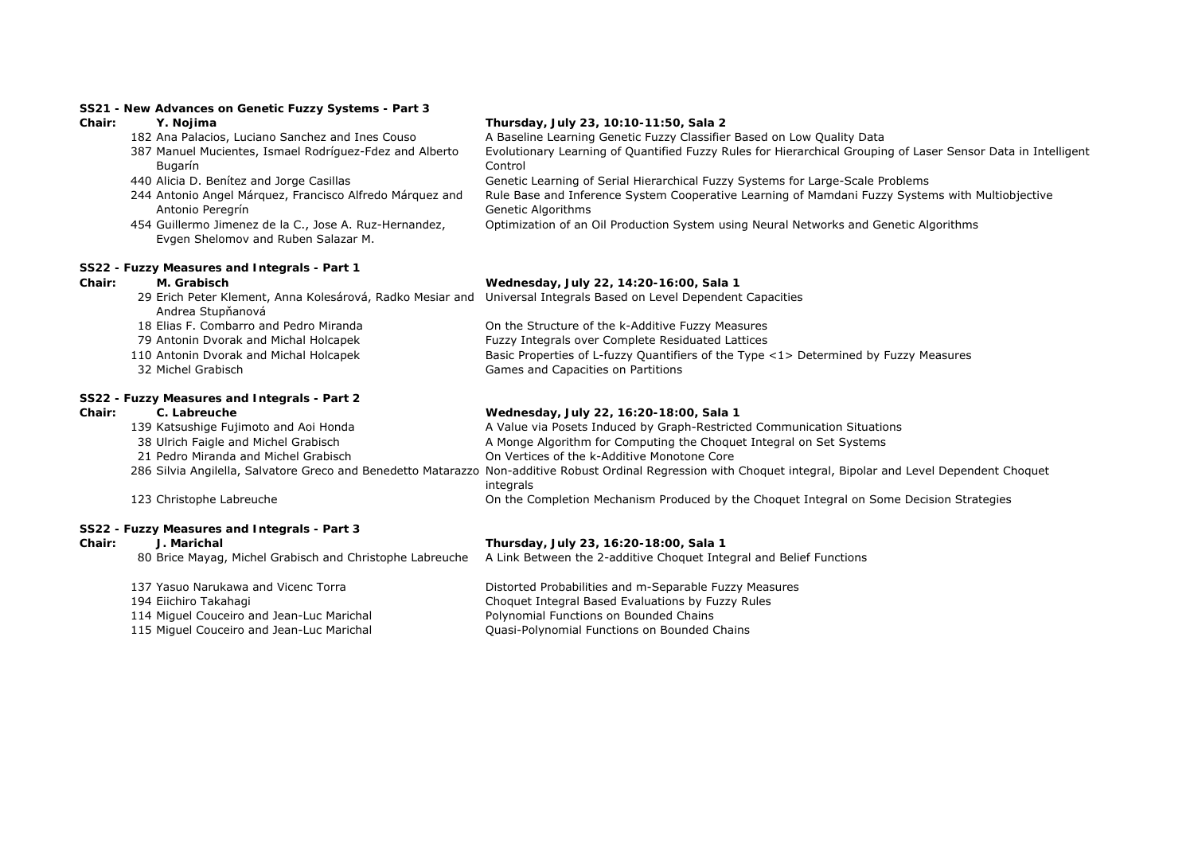**SS21 - New Advances on Genetic Fuzzy Systems - Part 3**

**Chair: Y. Nojima** — **Thursday, July 23, 10:10-11:50, Sala 2**

- 182 Ana Palacios, Luciano Sanchez and Ines Couso — A Baseline Learning Genetic Fuzzy Classifier Based on Low Quality Data
- 387 Manuel Mucientes, Ismael Rodríguez-Fdez and Alberto Bugarín — Evolutionary Learning of Quantified Fuzzy Rules for Hierarchical Grouping of Laser Sensor Data in Intelligent Control
- 440 Alicia D. Benítez and Jorge Casillas — Genetic Learning of Serial Hierarchical Fuzzy Systems for Large-Scale Problems
- 244 Antonio Angel Márquez, Francisco Alfredo Márquez and Antonio Peregrín — Rule Base and Inference System Cooperative Learning of Mamdani Fuzzy Systems with Multiobjective Genetic Algorithms
- 454 Guillermo Jimenez de la C., Jose A. Ruz-Hernandez, Evgen Shelomov and Ruben Salazar M. — Optimization of an Oil Production System using Neural Networks and Genetic Algorithms

**SS22 - Fuzzy Measures and Integrals - Part 1**

**Chair: M. Grabisch** — **Wednesday, July 22, 14:20-16:00, Sala 1**

- 29 Erich Peter Klement, Anna Kolesárová, Radko Mesiar and Andrea Stupňanová — Universal Integrals Based on Level Dependent Capacities
- 18 Elias F. Combarro and Pedro Miranda — On the Structure of the k-Additive Fuzzy Measures
- 79 Antonin Dvorak and Michal Holcapek — Fuzzy Integrals over Complete Residuated Lattices
- 110 Antonin Dvorak and Michal Holcapek — Basic Properties of L-fuzzy Quantifiers of the Type <1> Determined by Fuzzy Measures
- 32 Michel Grabisch — Games and Capacities on Partitions

**SS22 - Fuzzy Measures and Integrals - Part 2**

**Chair: C. Labreuche** — **Wednesday, July 22, 16:20-18:00, Sala 1**

- 139 Katsushige Fujimoto and Aoi Honda — A Value via Posets Induced by Graph-Restricted Communication Situations
- 38 Ulrich Faigle and Michel Grabisch — A Monge Algorithm for Computing the Choquet Integral on Set Systems
- 21 Pedro Miranda and Michel Grabisch — On Vertices of the k-Additive Monotone Core
- 286 Silvia Angilella, Salvatore Greco and Benedetto Matarazzo — Non-additive Robust Ordinal Regression with Choquet integral, Bipolar and Level Dependent Choquet integrals
- 123 Christophe Labreuche — On the Completion Mechanism Produced by the Choquet Integral on Some Decision Strategies

**SS22 - Fuzzy Measures and Integrals - Part 3**

**Chair: J. Marichal** — **Thursday, July 23, 16:20-18:00, Sala 1**

- 80 Brice Mayag, Michel Grabisch and Christophe Labreuche — A Link Between the 2-additive Choquet Integral and Belief Functions
- 137 Yasuo Narukawa and Vicenc Torra — Distorted Probabilities and m-Separable Fuzzy Measures
- 194 Eiichiro Takahagi — Choquet Integral Based Evaluations by Fuzzy Rules
- 114 Miguel Couceiro and Jean-Luc Marichal — Polynomial Functions on Bounded Chains
- 115 Miguel Couceiro and Jean-Luc Marichal — Quasi-Polynomial Functions on Bounded Chains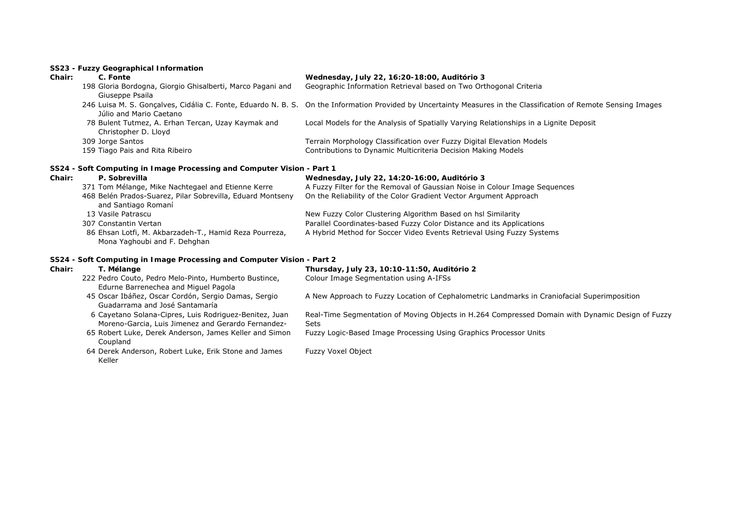### SS23 - Fuzzy Geographical Information

**Chair: C. Fonte** — **Wednesday, July 22, 16:20-18:00, Auditório 3**

| # | Authors | Title |
|---|---|---|
| 198 | Gloria Bordogna, Giorgio Ghisalberti, Marco Pagani and Giuseppe Psaila | Geographic Information Retrieval based on Two Orthogonal Criteria |
| 246 | Luisa M. S. Gonçalves, Cidália C. Fonte, Eduardo N. B. S. Júlio and Mario Caetano | On the Information Provided by Uncertainty Measures in the Classification of Remote Sensing Images |
| 78 | Bulent Tutmez, A. Erhan Tercan, Uzay Kaymak and Christopher D. Lloyd | Local Models for the Analysis of Spatially Varying Relationships in a Lignite Deposit |
| 309 | Jorge Santos | Terrain Morphology Classification over Fuzzy Digital Elevation Models |
| 159 | Tiago Pais and Rita Ribeiro | Contributions to Dynamic Multicriteria Decision Making Models |

### SS24 - Soft Computing in Image Processing and Computer Vision - Part 1

**Chair: P. Sobrevilla** — **Wednesday, July 22, 14:20-16:00, Auditório 3**

| # | Authors | Title |
|---|---|---|
| 371 | Tom Mélange, Mike Nachtegael and Etienne Kerre | A Fuzzy Filter for the Removal of Gaussian Noise in Colour Image Sequences |
| 468 | Belén Prados-Suarez, Pilar Sobrevilla, Eduard Montseny and Santiago Romaní | On the Reliability of the Color Gradient Vector Argument Approach |
| 13 | Vasile Patrascu | New Fuzzy Color Clustering Algorithm Based on hsl Similarity |
| 307 | Constantin Vertan | Parallel Coordinates-based Fuzzy Color Distance and its Applications |
| 86 | Ehsan Lotfi, M. Akbarzadeh-T., Hamid Reza Pourreza, Mona Yaghoubi and F. Dehghan | A Hybrid Method for Soccer Video Events Retrieval Using Fuzzy Systems |

### SS24 - Soft Computing in Image Processing and Computer Vision - Part 2

**Chair: T. Mélange** — **Thursday, July 23, 10:10-11:50, Auditório 2**

| # | Authors | Title |
|---|---|---|
| 222 | Pedro Couto, Pedro Melo-Pinto, Humberto Bustince, Edurne Barrenechea and Miguel Pagola | Colour Image Segmentation using A-IFSs |
| 45 | Oscar Ibáñez, Oscar Cordón, Sergio Damas, Sergio Guadarrama and José Santamaría | A New Approach to Fuzzy Location of Cephalometric Landmarks in Craniofacial Superimposition |
| 6 | Cayetano Solana-Cipres, Luis Rodriguez-Benitez, Juan Moreno-Garcia, Luis Jimenez and Gerardo Fernandez- | Real-Time Segmentation of Moving Objects in H.264 Compressed Domain with Dynamic Design of Fuzzy Sets |
| 65 | Robert Luke, Derek Anderson, James Keller and Simon Coupland | Fuzzy Logic-Based Image Processing Using Graphics Processor Units |
| 64 | Derek Anderson, Robert Luke, Erik Stone and James Keller | Fuzzy Voxel Object |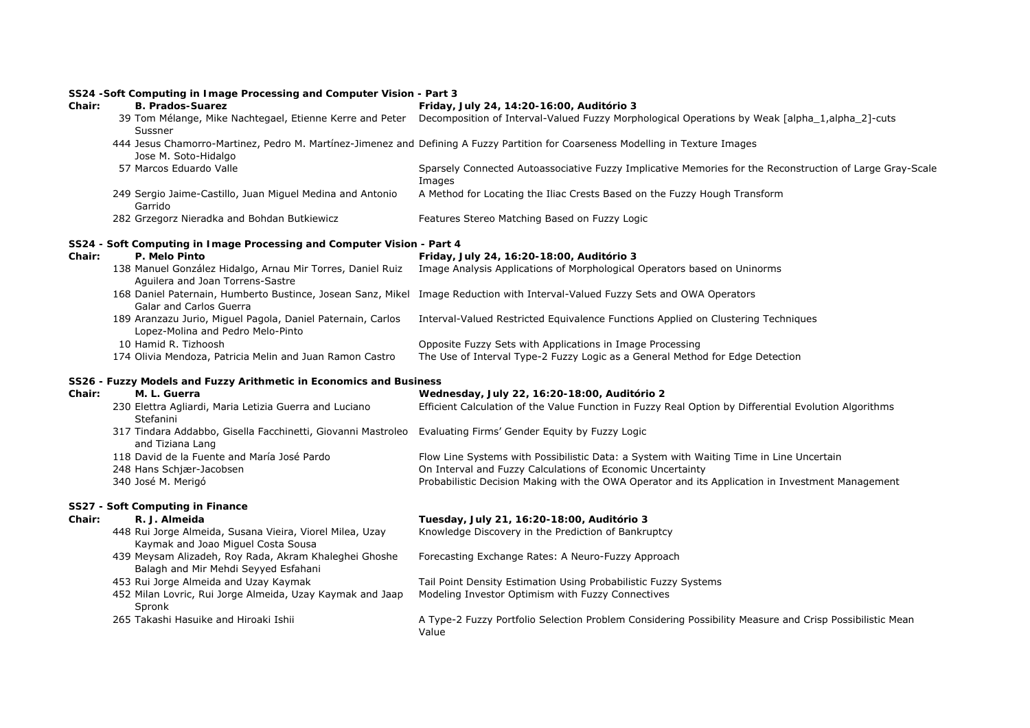### SS24 -Soft Computing in Image Processing and Computer Vision - Part 3

**Chair:** **B. Prados-Suarez** — **Friday, July 24, 14:20-16:00, Auditório 3**

| # | Authors | Title |
|---|---|---|
| 39 | Tom Mélange, Mike Nachtegael, Etienne Kerre and Peter Sussner | Decomposition of Interval-Valued Fuzzy Morphological Operations by Weak [alpha_1,alpha_2]-cuts |
| 444 | Jesus Chamorro-Martinez, Pedro M. Martínez-Jimenez and Jose M. Soto-Hidalgo | Defining A Fuzzy Partition for Coarseness Modelling in Texture Images |
| 57 | Marcos Eduardo Valle | Sparsely Connected Autoassociative Fuzzy Implicative Memories for the Reconstruction of Large Gray-Scale Images |
| 249 | Sergio Jaime-Castillo, Juan Miguel Medina and Antonio Garrido | A Method for Locating the Iliac Crests Based on the Fuzzy Hough Transform |
| 282 | Grzegorz Nieradka and Bohdan Butkiewicz | Features Stereo Matching Based on Fuzzy Logic |

### SS24 - Soft Computing in Image Processing and Computer Vision - Part 4

**Chair:** **P. Melo Pinto** — **Friday, July 24, 16:20-18:00, Auditório 3**

| # | Authors | Title |
|---|---|---|
| 138 | Manuel González Hidalgo, Arnau Mir Torres, Daniel Ruiz Aguilera and Joan Torrens-Sastre | Image Analysis Applications of Morphological Operators based on Uninorms |
| 168 | Daniel Paternain, Humberto Bustince, Josean Sanz, Mikel Galar and Carlos Guerra | Image Reduction with Interval-Valued Fuzzy Sets and OWA Operators |
| 189 | Aranzazu Jurio, Miguel Pagola, Daniel Paternain, Carlos Lopez-Molina and Pedro Melo-Pinto | Interval-Valued Restricted Equivalence Functions Applied on Clustering Techniques |
| 10 | Hamid R. Tizhoosh | Opposite Fuzzy Sets with Applications in Image Processing |
| 174 | Olivia Mendoza, Patricia Melin and Juan Ramon Castro | The Use of Interval Type-2 Fuzzy Logic as a General Method for Edge Detection |

### SS26 - Fuzzy Models and Fuzzy Arithmetic in Economics and Business

**Chair:** **M. L. Guerra** — **Wednesday, July 22, 16:20-18:00, Auditório 2**

| # | Authors | Title |
|---|---|---|
| 230 | Elettra Agliardi, Maria Letizia Guerra and Luciano Stefanini | Efficient Calculation of the Value Function in Fuzzy Real Option by Differential Evolution Algorithms |
| 317 | Tindara Addabbo, Gisella Facchinetti, Giovanni Mastroleo and Tiziana Lang | Evaluating Firms' Gender Equity by Fuzzy Logic |
| 118 | David de la Fuente and María José Pardo | Flow Line Systems with Possibilistic Data: a System with Waiting Time in Line Uncertain |
| 248 | Hans Schjær-Jacobsen | On Interval and Fuzzy Calculations of Economic Uncertainty |
| 340 | José M. Merigó | Probabilistic Decision Making with the OWA Operator and its Application in Investment Management |

### SS27 - Soft Computing in Finance

**Chair:** **R. J. Almeida** — **Tuesday, July 21, 16:20-18:00, Auditório 3**

| # | Authors | Title |
|---|---|---|
| 448 | Rui Jorge Almeida, Susana Vieira, Viorel Milea, Uzay Kaymak and Joao Miguel Costa Sousa | Knowledge Discovery in the Prediction of Bankruptcy |
| 439 | Meysam Alizadeh, Roy Rada, Akram Khaleghei Ghoshe Balagh and Mir Mehdi Seyyed Esfahani | Forecasting Exchange Rates: A Neuro-Fuzzy Approach |
| 453 | Rui Jorge Almeida and Uzay Kaymak | Tail Point Density Estimation Using Probabilistic Fuzzy Systems |
| 452 | Milan Lovric, Rui Jorge Almeida, Uzay Kaymak and Jaap Spronk | Modeling Investor Optimism with Fuzzy Connectives |
| 265 | Takashi Hasuike and Hiroaki Ishii | A Type-2 Fuzzy Portfolio Selection Problem Considering Possibility Measure and Crisp Possibilistic Mean Value |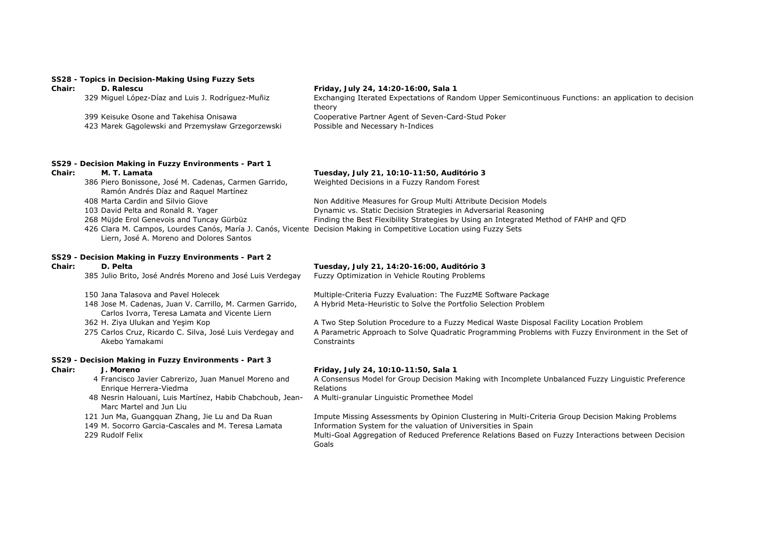**SS28 - Topics in Decision-Making Using Fuzzy Sets**

**Chair: D. Ralescu** — **Friday, July 24, 14:20-16:00, Sala 1**

| # | Authors | Title |
|---|---|---|
| 329 | Miguel López-Díaz and Luis J. Rodríguez-Muñiz | Exchanging Iterated Expectations of Random Upper Semicontinuous Functions: an application to decision theory |
| 399 | Keisuke Osone and Takehisa Onisawa | Cooperative Partner Agent of Seven-Card-Stud Poker |
| 423 | Marek Gągolewski and Przemysław Grzegorzewski | Possible and Necessary h-Indices |

**SS29 - Decision Making in Fuzzy Environments - Part 1**

**Chair: M. T. Lamata** — **Tuesday, July 21, 10:10-11:50, Auditório 3**

| # | Authors | Title |
|---|---|---|
| 386 | Piero Bonissone, José M. Cadenas, Carmen Garrido, Ramón Andrés Díaz and Raquel Martínez | Weighted Decisions in a Fuzzy Random Forest |
| 408 | Marta Cardin and Silvio Giove | Non Additive Measures for Group Multi Attribute Decision Models |
| 103 | David Pelta and Ronald R. Yager | Dynamic vs. Static Decision Strategies in Adversarial Reasoning |
| 268 | Müjde Erol Genevois and Tuncay Gürbüz | Finding the Best Flexibility Strategies by Using an Integrated Method of FAHP and QFD |
| 426 | Clara M. Campos, Lourdes Canós, María J. Canós, Vicente Liern, José A. Moreno and Dolores Santos | Decision Making in Competitive Location using Fuzzy Sets |

**SS29 - Decision Making in Fuzzy Environments - Part 2**

**Chair: D. Pelta** — **Tuesday, July 21, 14:20-16:00, Auditório 3**

| # | Authors | Title |
|---|---|---|
| 385 | Julio Brito, José Andrés Moreno and José Luis Verdegay | Fuzzy Optimization in Vehicle Routing Problems |
| 150 | Jana Talasova and Pavel Holecek | Multiple-Criteria Fuzzy Evaluation: The FuzzME Software Package |
| 148 | Jose M. Cadenas, Juan V. Carrillo, M. Carmen Garrido, Carlos Ivorra, Teresa Lamata and Vicente Liern | A Hybrid Meta-Heuristic to Solve the Portfolio Selection Problem |
| 362 | H. Ziya Ulukan and Yeşim Kop | A Two Step Solution Procedure to a Fuzzy Medical Waste Disposal Facility Location Problem |
| 275 | Carlos Cruz, Ricardo C. Silva, José Luis Verdegay and Akebo Yamakami | A Parametric Approach to Solve Quadratic Programming Problems with Fuzzy Environment in the Set of Constraints |

**SS29 - Decision Making in Fuzzy Environments - Part 3**

**Chair: J. Moreno** — **Friday, July 24, 10:10-11:50, Sala 1**

| # | Authors | Title |
|---|---|---|
| 4 | Francisco Javier Cabrerizo, Juan Manuel Moreno and Enrique Herrera-Viedma | A Consensus Model for Group Decision Making with Incomplete Unbalanced Fuzzy Linguistic Preference Relations |
| 48 | Nesrin Halouani, Luis Martínez, Habib Chabchoub, Jean-Marc Martel and Jun Liu | A Multi-granular Linguistic Promethee Model |
| 121 | Jun Ma, Guangquan Zhang, Jie Lu and Da Ruan | Impute Missing Assessments by Opinion Clustering in Multi-Criteria Group Decision Making Problems |
| 149 | M. Socorro Garcia-Cascales and M. Teresa Lamata | Information System for the valuation of Universities in Spain |
| 229 | Rudolf Felix | Multi-Goal Aggregation of Reduced Preference Relations Based on Fuzzy Interactions between Decision Goals |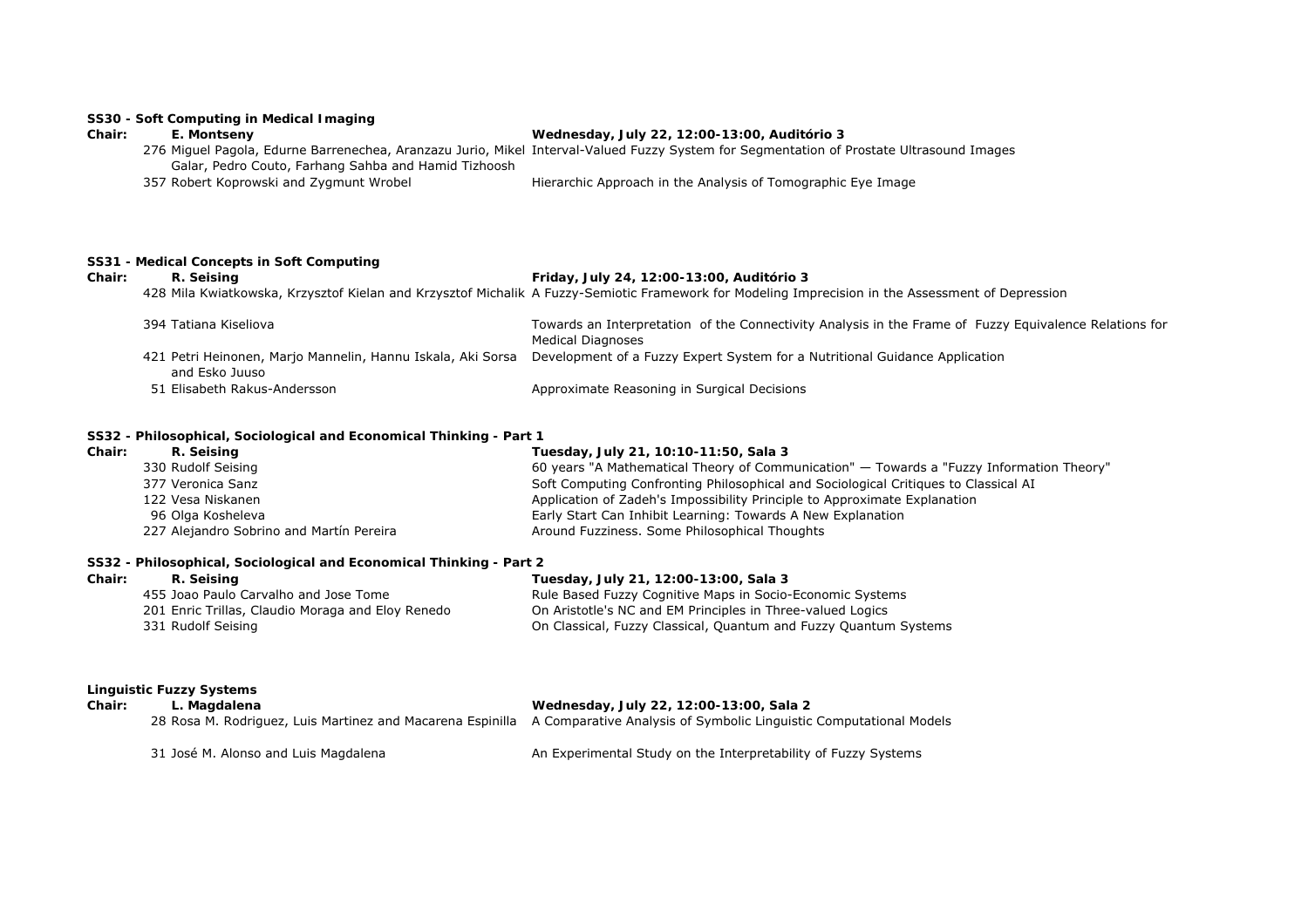**SS30 - Soft Computing in Medical Imaging**

**Chair:** **E. Montseny** — ***Wednesday, July 22, 12:00-13:00, Auditório 3***

| | | |
|---|---|---|
| 276 | Miguel Pagola, Edurne Barrenechea, Aranzazu Jurio, Mikel Galar, Pedro Couto, Farhang Sahba and Hamid Tizhoosh | Interval-Valued Fuzzy System for Segmentation of Prostate Ultrasound Images |
| 357 | Robert Koprowski and Zygmunt Wrobel | Hierarchic Approach in the Analysis of Tomographic Eye Image |

**SS31 - Medical Concepts in Soft Computing**

**Chair:** **R. Seising** — ***Friday, July 24, 12:00-13:00, Auditório 3***

| | | |
|---|---|---|
| 428 | Mila Kwiatkowska, Krzysztof Kielan and Krzysztof Michalik | A Fuzzy-Semiotic Framework for Modeling Imprecision in the Assessment of Depression |
| 394 | Tatiana Kiseliova | Towards an Interpretation of the Connectivity Analysis in the Frame of Fuzzy Equivalence Relations for Medical Diagnoses |
| 421 | Petri Heinonen, Marjo Mannelin, Hannu Iskala, Aki Sorsa and Esko Juuso | Development of a Fuzzy Expert System for a Nutritional Guidance Application |
| 51 | Elisabeth Rakus-Andersson | Approximate Reasoning in Surgical Decisions |

**SS32 - Philosophical, Sociological and Economical Thinking - Part 1**

**Chair:** **R. Seising** — ***Tuesday, July 21, 10:10-11:50, Sala 3***

| | | |
|---|---|---|
| 330 | Rudolf Seising | 60 years "A Mathematical Theory of Communication" — Towards a "Fuzzy Information Theory" |
| 377 | Veronica Sanz | Soft Computing Confronting Philosophical and Sociological Critiques to Classical AI |
| 122 | Vesa Niskanen | Application of Zadeh's Impossibility Principle to Approximate Explanation |
| 96 | Olga Kosheleva | Early Start Can Inhibit Learning: Towards A New Explanation |
| 227 | Alejandro Sobrino and Martín Pereira | Around Fuzziness. Some Philosophical Thoughts |

**SS32 - Philosophical, Sociological and Economical Thinking - Part 2**

**Chair:** **R. Seising** — ***Tuesday, July 21, 12:00-13:00, Sala 3***

| | | |
|---|---|---|
| 455 | Joao Paulo Carvalho and Jose Tome | Rule Based Fuzzy Cognitive Maps in Socio-Economic Systems |
| 201 | Enric Trillas, Claudio Moraga and Eloy Renedo | On Aristotle's NC and EM Principles in Three-valued Logics |
| 331 | Rudolf Seising | On Classical, Fuzzy Classical, Quantum and Fuzzy Quantum Systems |

**Linguistic Fuzzy Systems**

**Chair:** **L. Magdalena** — ***Wednesday, July 22, 12:00-13:00, Sala 2***

| | | |
|---|---|---|
| 28 | Rosa M. Rodriguez, Luis Martinez and Macarena Espinilla | A Comparative Analysis of Symbolic Linguistic Computational Models |
| 31 | José M. Alonso and Luis Magdalena | An Experimental Study on the Interpretability of Fuzzy Systems |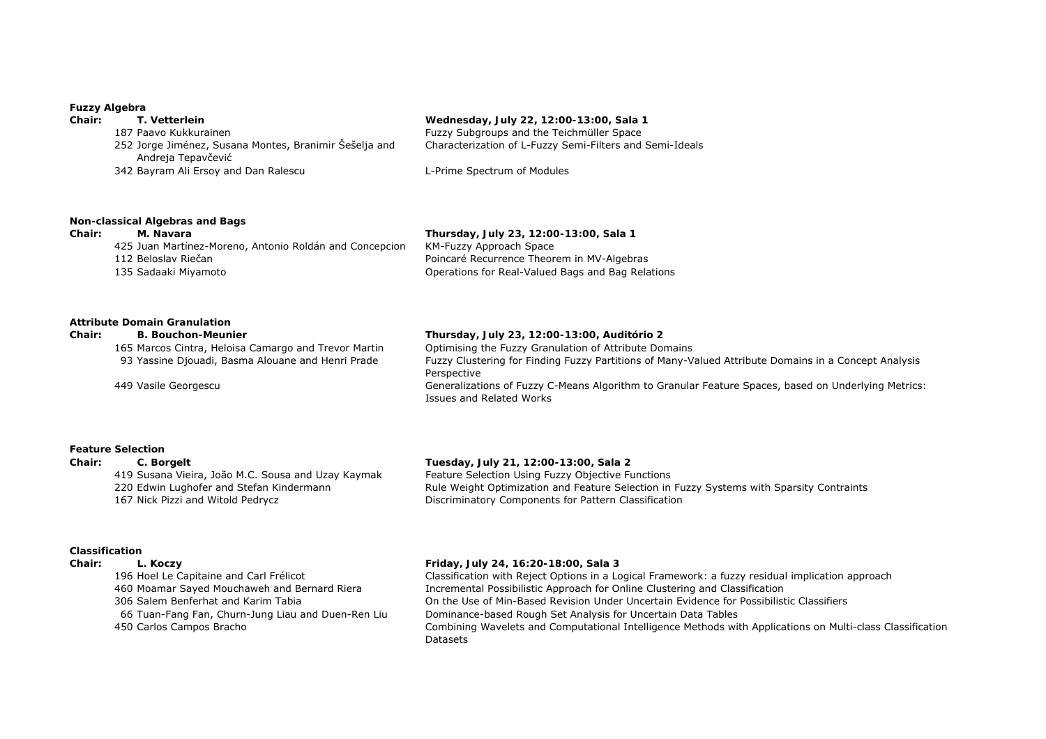**Fuzzy Algebra**

**Chair: T. Vetterlein** — **Wednesday, July 22, 12:00-13:00, Sala 1**

| | | |
|---|---|---|
| 187 | Paavo Kukkurainen | Fuzzy Subgroups and the Teichmüller Space |
| 252 | Jorge Jiménez, Susana Montes, Branimir Šešelja and Andreja Tepavčević | Characterization of L-Fuzzy Semi-Filters and Semi-Ideals |
| 342 | Bayram Ali Ersoy and Dan Ralescu | L-Prime Spectrum of Modules |

**Non-classical Algebras and Bags**

**Chair: M. Navara** — **Thursday, July 23, 12:00-13:00, Sala 1**

| | | |
|---|---|---|
| 425 | Juan Martínez-Moreno, Antonio Roldán and Concepcion | KM-Fuzzy Approach Space |
| 112 | Beloslav Riečan | Poincaré Recurrence Theorem in MV-Algebras |
| 135 | Sadaaki Miyamoto | Operations for Real-Valued Bags and Bag Relations |

**Attribute Domain Granulation**

**Chair: B. Bouchon-Meunier** — **Thursday, July 23, 12:00-13:00, Auditório 2**

| | | |
|---|---|---|
| 165 | Marcos Cintra, Heloisa Camargo and Trevor Martin | Optimising the Fuzzy Granulation of Attribute Domains |
| 93 | Yassine Djouadi, Basma Alouane and Henri Prade | Fuzzy Clustering for Finding Fuzzy Partitions of Many-Valued Attribute Domains in a Concept Analysis Perspective |
| 449 | Vasile Georgescu | Generalizations of Fuzzy C-Means Algorithm to Granular Feature Spaces, based on Underlying Metrics: Issues and Related Works |

**Feature Selection**

**Chair: C. Borgelt** — **Tuesday, July 21, 12:00-13:00, Sala 2**

| | | |
|---|---|---|
| 419 | Susana Vieira, João M.C. Sousa and Uzay Kaymak | Feature Selection Using Fuzzy Objective Functions |
| 220 | Edwin Lughofer and Stefan Kindermann | Rule Weight Optimization and Feature Selection in Fuzzy Systems with Sparsity Contraints |
| 167 | Nick Pizzi and Witold Pedrycz | Discriminatory Components for Pattern Classification |

**Classification**

**Chair: L. Koczy** — **Friday, July 24, 16:20-18:00, Sala 3**

| | | |
|---|---|---|
| 196 | Hoel Le Capitaine and Carl Frélicot | Classification with Reject Options in a Logical Framework: a fuzzy residual implication approach |
| 460 | Moamar Sayed Mouchaweh and Bernard Riera | Incremental Possibilistic Approach for Online Clustering and Classification |
| 306 | Salem Benferhat and Karim Tabia | On the Use of Min-Based Revision Under Uncertain Evidence for Possibilistic Classifiers |
| 66 | Tuan-Fang Fan, Churn-Jung Liau and Duen-Ren Liu | Dominance-based Rough Set Analysis for Uncertain Data Tables |
| 450 | Carlos Campos Bracho | Combining Wavelets and Computational Intelligence Methods with Applications on Multi-class Classification Datasets |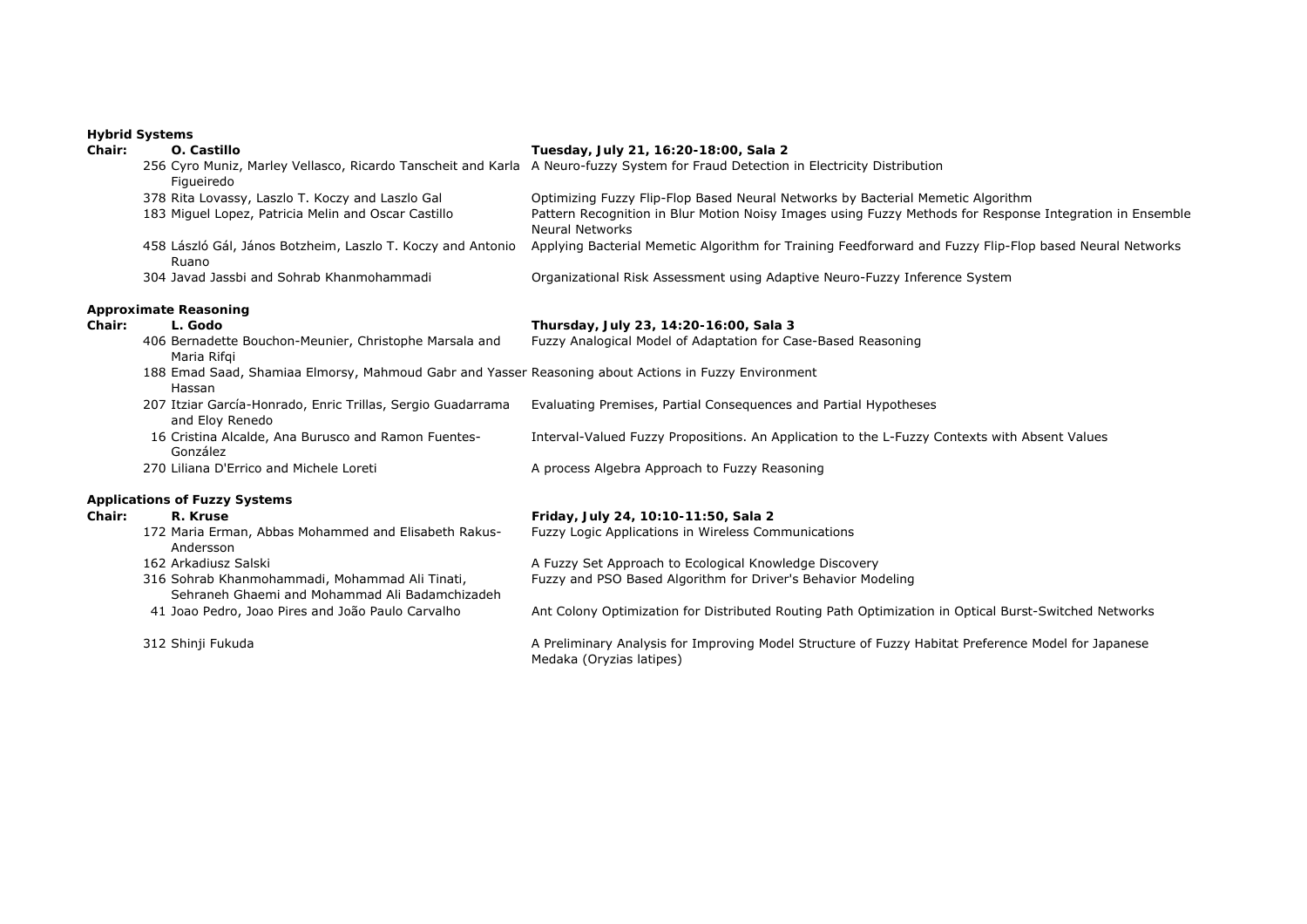**Hybrid Systems**

**Chair: O. Castillo** — **Tuesday, July 21, 16:20-18:00, Sala 2**

| # | Authors | Title |
|---|---|---|
| 256 | Cyro Muniz, Marley Vellasco, Ricardo Tanscheit and Karla Figueiredo | A Neuro-fuzzy System for Fraud Detection in Electricity Distribution |
| 378 | Rita Lovassy, Laszlo T. Koczy and Laszlo Gal | Optimizing Fuzzy Flip-Flop Based Neural Networks by Bacterial Memetic Algorithm |
| 183 | Miguel Lopez, Patricia Melin and Oscar Castillo | Pattern Recognition in Blur Motion Noisy Images using Fuzzy Methods for Response Integration in Ensemble Neural Networks |
| 458 | László Gál, János Botzheim, Laszlo T. Koczy and Antonio Ruano | Applying Bacterial Memetic Algorithm for Training Feedforward and Fuzzy Flip-Flop based Neural Networks |
| 304 | Javad Jassbi and Sohrab Khanmohammadi | Organizational Risk Assessment using Adaptive Neuro-Fuzzy Inference System |

**Approximate Reasoning**

**Chair: L. Godo** — **Thursday, July 23, 14:20-16:00, Sala 3**

| # | Authors | Title |
|---|---|---|
| 406 | Bernadette Bouchon-Meunier, Christophe Marsala and Maria Rifqi | Fuzzy Analogical Model of Adaptation for Case-Based Reasoning |
| 188 | Emad Saad, Shamiaa Elmorsy, Mahmoud Gabr and Yasser Hassan | Reasoning about Actions in Fuzzy Environment |
| 207 | Itziar García-Honrado, Enric Trillas, Sergio Guadarrama and Eloy Renedo | Evaluating Premises, Partial Consequences and Partial Hypotheses |
| 16 | Cristina Alcalde, Ana Burusco and Ramon Fuentes-González | Interval-Valued Fuzzy Propositions. An Application to the L-Fuzzy Contexts with Absent Values |
| 270 | Liliana D'Errico and Michele Loreti | A process Algebra Approach to Fuzzy Reasoning |

**Applications of Fuzzy Systems**

**Chair: R. Kruse** — **Friday, July 24, 10:10-11:50, Sala 2**

| # | Authors | Title |
|---|---|---|
| 172 | Maria Erman, Abbas Mohammed and Elisabeth Rakus-Andersson | Fuzzy Logic Applications in Wireless Communications |
| 162 | Arkadiusz Salski | A Fuzzy Set Approach to Ecological Knowledge Discovery |
| 316 | Sohrab Khanmohammadi, Mohammad Ali Tinati, Sehraneh Ghaemi and Mohammad Ali Badamchizadeh | Fuzzy and PSO Based Algorithm for Driver's Behavior Modeling |
| 41 | Joao Pedro, Joao Pires and João Paulo Carvalho | Ant Colony Optimization for Distributed Routing Path Optimization in Optical Burst-Switched Networks |
| 312 | Shinji Fukuda | A Preliminary Analysis for Improving Model Structure of Fuzzy Habitat Preference Model for Japanese Medaka (Oryzias latipes) |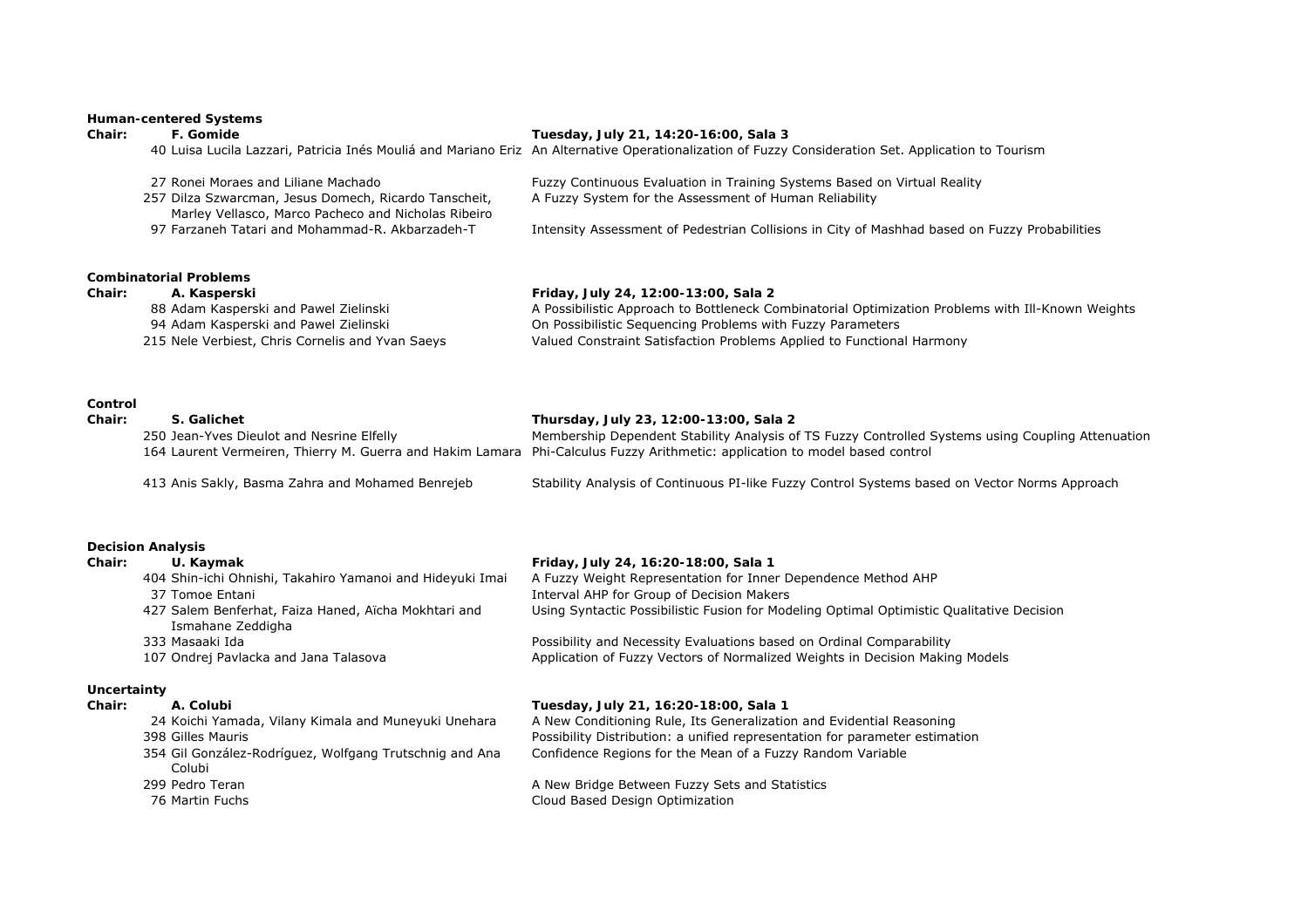## Human-centered Systems

**Chair:** **F. Gomide** — **Tuesday, July 21, 14:20-16:00, Sala 3**

| # | Authors | Title |
|---|---|---|
| 40 | Luisa Lucila Lazzari, Patricia Inés Mouliá and Mariano Eriz | An Alternative Operationalization of Fuzzy Consideration Set. Application to Tourism |
| 27 | Ronei Moraes and Liliane Machado | Fuzzy Continuous Evaluation in Training Systems Based on Virtual Reality |
| 257 | Dilza Szwarcman, Jesus Domech, Ricardo Tanscheit, Marley Vellasco, Marco Pacheco and Nicholas Ribeiro | A Fuzzy System for the Assessment of Human Reliability |
| 97 | Farzaneh Tatari and Mohammad-R. Akbarzadeh-T | Intensity Assessment of Pedestrian Collisions in City of Mashhad based on Fuzzy Probabilities |

## Combinatorial Problems

**Chair:** **A. Kasperski** — **Friday, July 24, 12:00-13:00, Sala 2**

| # | Authors | Title |
|---|---|---|
| 88 | Adam Kasperski and Pawel Zielinski | A Possibilistic Approach to Bottleneck Combinatorial Optimization Problems with Ill-Known Weights |
| 94 | Adam Kasperski and Pawel Zielinski | On Possibilistic Sequencing Problems with Fuzzy Parameters |
| 215 | Nele Verbiest, Chris Cornelis and Yvan Saeys | Valued Constraint Satisfaction Problems Applied to Functional Harmony |

## Control

**Chair:** **S. Galichet** — **Thursday, July 23, 12:00-13:00, Sala 2**

| # | Authors | Title |
|---|---|---|
| 250 | Jean-Yves Dieulot and Nesrine Elfelly | Membership Dependent Stability Analysis of TS Fuzzy Controlled Systems using Coupling Attenuation |
| 164 | Laurent Vermeiren, Thierry M. Guerra and Hakim Lamara | Phi-Calculus Fuzzy Arithmetic: application to model based control |
| 413 | Anis Sakly, Basma Zahra and Mohamed Benrejeb | Stability Analysis of Continuous PI-like Fuzzy Control Systems based on Vector Norms Approach |

## Decision Analysis

**Chair:** **U. Kaymak** — **Friday, July 24, 16:20-18:00, Sala 1**

| # | Authors | Title |
|---|---|---|
| 404 | Shin-ichi Ohnishi, Takahiro Yamanoi and Hideyuki Imai | A Fuzzy Weight Representation for Inner Dependence Method AHP |
| 37 | Tomoe Entani | Interval AHP for Group of Decision Makers |
| 427 | Salem Benferhat, Faiza Haned, Aïcha Mokhtari and Ismahane Zeddigha | Using Syntactic Possibilistic Fusion for Modeling Optimal Optimistic Qualitative Decision |
| 333 | Masaaki Ida | Possibility and Necessity Evaluations based on Ordinal Comparability |
| 107 | Ondrej Pavlacka and Jana Talasova | Application of Fuzzy Vectors of Normalized Weights in Decision Making Models |

## Uncertainty

**Chair:** **A. Colubi** — **Tuesday, July 21, 16:20-18:00, Sala 1**

| # | Authors | Title |
|---|---|---|
| 24 | Koichi Yamada, Vilany Kimala and Muneyuki Unehara | A New Conditioning Rule, Its Generalization and Evidential Reasoning |
| 398 | Gilles Mauris | Possibility Distribution: a unified representation for parameter estimation |
| 354 | Gil González-Rodríguez, Wolfgang Trutschnig and Ana Colubi | Confidence Regions for the Mean of a Fuzzy Random Variable |
| 299 | Pedro Teran | A New Bridge Between Fuzzy Sets and Statistics |
| 76 | Martin Fuchs | Cloud Based Design Optimization |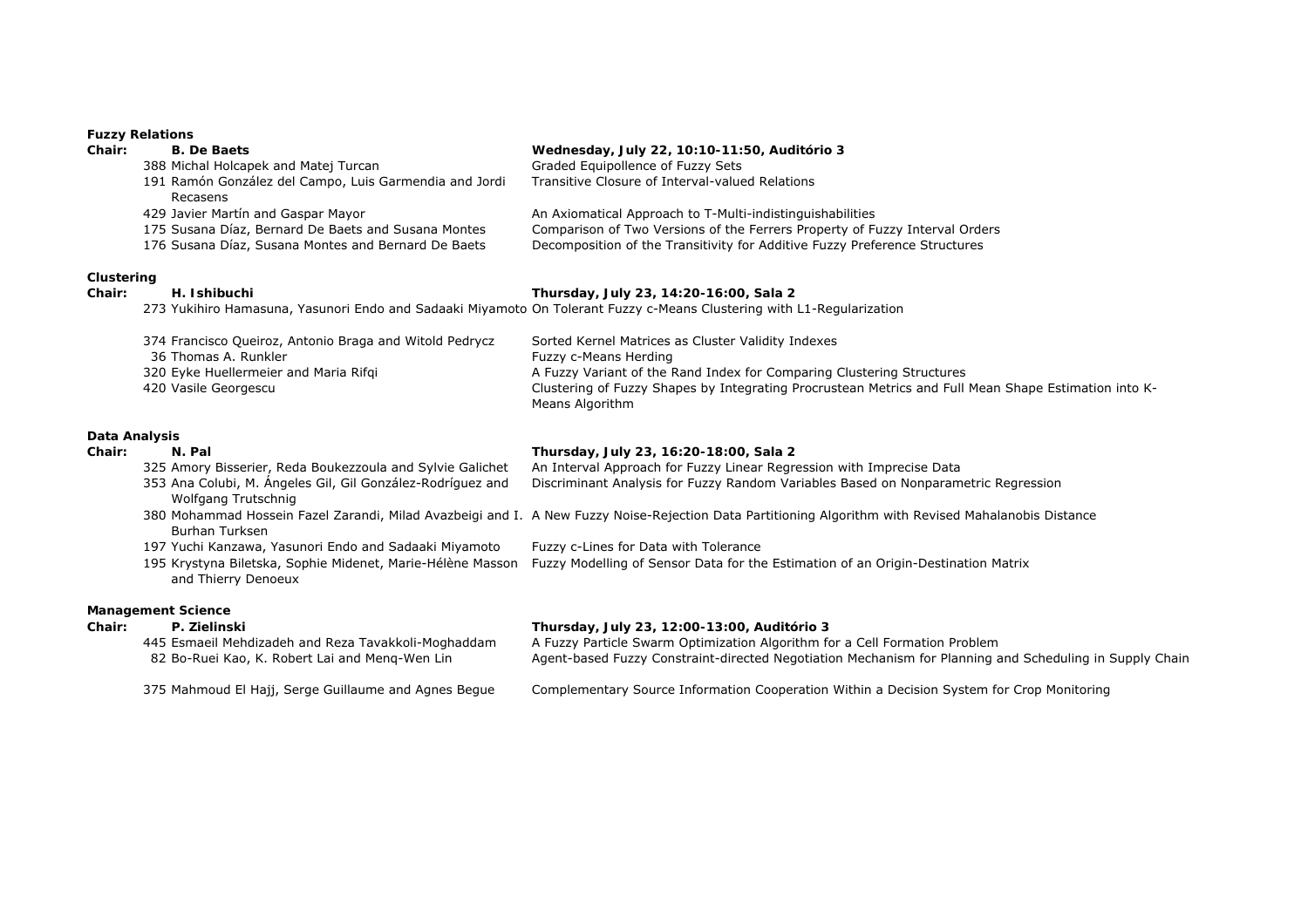**Fuzzy Relations**

**Chair:** **B. De Baets** — **Wednesday, July 22, 10:10-11:50, Auditório 3**

| # | Authors | Title |
|---|---|---|
| 388 | Michal Holcapek and Matej Turcan | Graded Equipollence of Fuzzy Sets |
| 191 | Ramón González del Campo, Luis Garmendia and Jordi Recasens | Transitive Closure of Interval-valued Relations |
| 429 | Javier Martín and Gaspar Mayor | An Axiomatical Approach to T-Multi-indistinguishabilities |
| 175 | Susana Díaz, Bernard De Baets and Susana Montes | Comparison of Two Versions of the Ferrers Property of Fuzzy Interval Orders |
| 176 | Susana Díaz, Susana Montes and Bernard De Baets | Decomposition of the Transitivity for Additive Fuzzy Preference Structures |

**Clustering**

**Chair:** **H. Ishibuchi** — **Thursday, July 23, 14:20-16:00, Sala 2**

| # | Authors | Title |
|---|---|---|
| 273 | Yukihiro Hamasuna, Yasunori Endo and Sadaaki Miyamoto | On Tolerant Fuzzy c-Means Clustering with L1-Regularization |
| 374 | Francisco Queiroz, Antonio Braga and Witold Pedrycz | Sorted Kernel Matrices as Cluster Validity Indexes |
| 36 | Thomas A. Runkler | Fuzzy c-Means Herding |
| 320 | Eyke Huellermeier and Maria Rifqi | A Fuzzy Variant of the Rand Index for Comparing Clustering Structures |
| 420 | Vasile Georgescu | Clustering of Fuzzy Shapes by Integrating Procrustean Metrics and Full Mean Shape Estimation into K-Means Algorithm |

**Data Analysis**

**Chair:** **N. Pal** — **Thursday, July 23, 16:20-18:00, Sala 2**

| # | Authors | Title |
|---|---|---|
| 325 | Amory Bisserier, Reda Boukezzoula and Sylvie Galichet | An Interval Approach for Fuzzy Linear Regression with Imprecise Data |
| 353 | Ana Colubi, M. Ángeles Gil, Gil González-Rodríguez and Wolfgang Trutschnig | Discriminant Analysis for Fuzzy Random Variables Based on Nonparametric Regression |
| 380 | Mohammad Hossein Fazel Zarandi, Milad Avazbeigi and I. Burhan Turksen | A New Fuzzy Noise-Rejection Data Partitioning Algorithm with Revised Mahalanobis Distance |
| 197 | Yuchi Kanzawa, Yasunori Endo and Sadaaki Miyamoto | Fuzzy c-Lines for Data with Tolerance |
| 195 | Krystyna Biletska, Sophie Midenet, Marie-Hélène Masson and Thierry Denoeux | Fuzzy Modelling of Sensor Data for the Estimation of an Origin-Destination Matrix |

**Management Science**

**Chair:** **P. Zielinski** — **Thursday, July 23, 12:00-13:00, Auditório 3**

| # | Authors | Title |
|---|---|---|
| 445 | Esmaeil Mehdizadeh and Reza Tavakkoli-Moghaddam | A Fuzzy Particle Swarm Optimization Algorithm for a Cell Formation Problem |
| 82 | Bo-Ruei Kao, K. Robert Lai and Menq-Wen Lin | Agent-based Fuzzy Constraint-directed Negotiation Mechanism for Planning and Scheduling in Supply Chain |
| 375 | Mahmoud El Hajj, Serge Guillaume and Agnes Begue | Complementary Source Information Cooperation Within a Decision System for Crop Monitoring |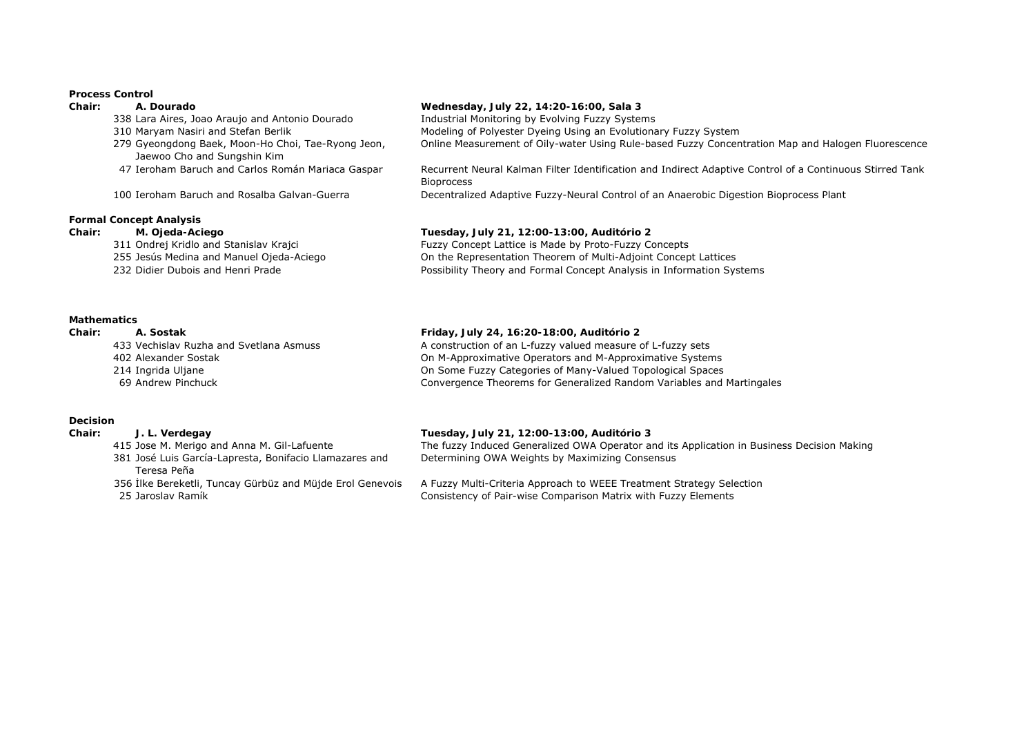**Process Control**

**Chair: A. Dourado** — **Wednesday, July 22, 14:20-16:00, Sala 3**

| | | |
|---|---|---|
| 338 | Lara Aires, Joao Araujo and Antonio Dourado | Industrial Monitoring by Evolving Fuzzy Systems |
| 310 | Maryam Nasiri and Stefan Berlik | Modeling of Polyester Dyeing Using an Evolutionary Fuzzy System |
| 279 | Gyeongdong Baek, Moon-Ho Choi, Tae-Ryong Jeon, Jaewoo Cho and Sungshin Kim | Online Measurement of Oily-water Using Rule-based Fuzzy Concentration Map and Halogen Fluorescence |
| 47 | Ieroham Baruch and Carlos Román Mariaca Gaspar | Recurrent Neural Kalman Filter Identification and Indirect Adaptive Control of a Continuous Stirred Tank Bioprocess |
| 100 | Ieroham Baruch and Rosalba Galvan-Guerra | Decentralized Adaptive Fuzzy-Neural Control of an Anaerobic Digestion Bioprocess Plant |

**Formal Concept Analysis**

**Chair: M. Ojeda-Aciego** — **Tuesday, July 21, 12:00-13:00, Auditório 2**

| | | |
|---|---|---|
| 311 | Ondrej Kridlo and Stanislav Krajci | Fuzzy Concept Lattice is Made by Proto-Fuzzy Concepts |
| 255 | Jesús Medina and Manuel Ojeda-Aciego | On the Representation Theorem of Multi-Adjoint Concept Lattices |
| 232 | Didier Dubois and Henri Prade | Possibility Theory and Formal Concept Analysis in Information Systems |

**Mathematics**

**Chair: A. Sostak** — **Friday, July 24, 16:20-18:00, Auditório 2**

| | | |
|---|---|---|
| 433 | Vechislav Ruzha and Svetlana Asmuss | A construction of an L-fuzzy valued measure of L-fuzzy sets |
| 402 | Alexander Sostak | On M-Approximative Operators and M-Approximative Systems |
| 214 | Ingrida Uljane | On Some Fuzzy Categories of Many-Valued Topological Spaces |
| 69 | Andrew Pinchuck | Convergence Theorems for Generalized Random Variables and Martingales |

**Decision**

**Chair: J. L. Verdegay** — **Tuesday, July 21, 12:00-13:00, Auditório 3**

| | | |
|---|---|---|
| 415 | Jose M. Merigo and Anna M. Gil-Lafuente | The fuzzy Induced Generalized OWA Operator and its Application in Business Decision Making |
| 381 | José Luis García-Lapresta, Bonifacio Llamazares and Teresa Peña | Determining OWA Weights by Maximizing Consensus |
| 356 | İlke Bereketli, Tuncay Gürbüz and Müjde Erol Genevois | A Fuzzy Multi-Criteria Approach to WEEE Treatment Strategy Selection |
| 25 | Jaroslav Ramík | Consistency of Pair-wise Comparison Matrix with Fuzzy Elements |